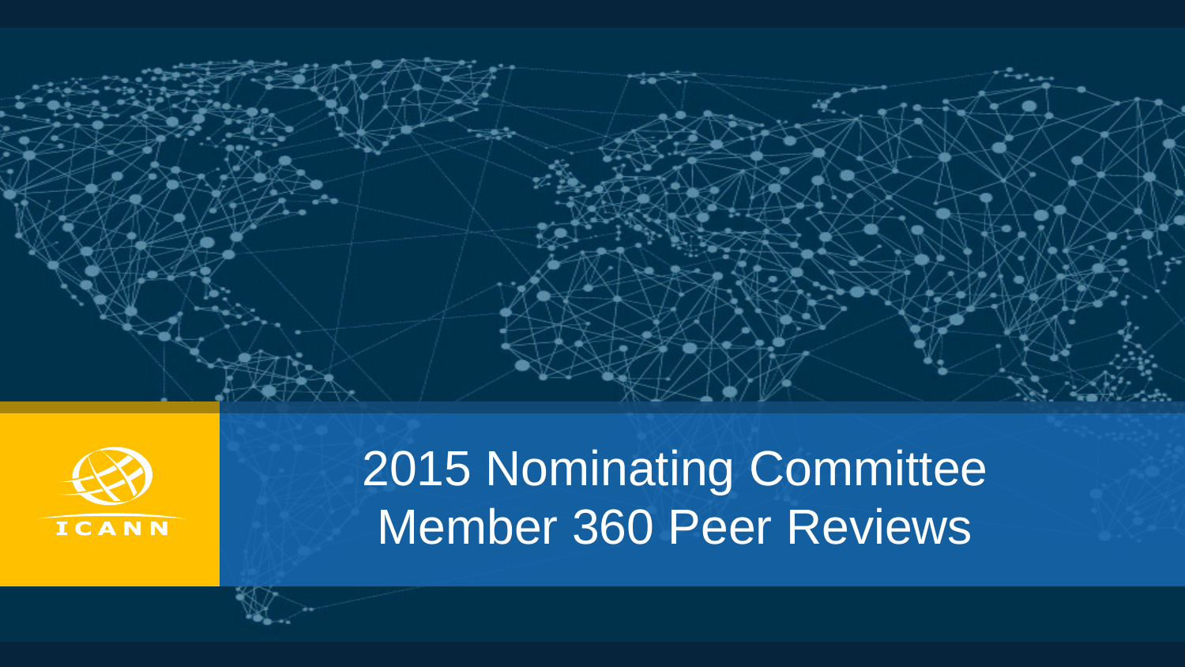# 2015 Nominating Committee Member 360 Peer Reviews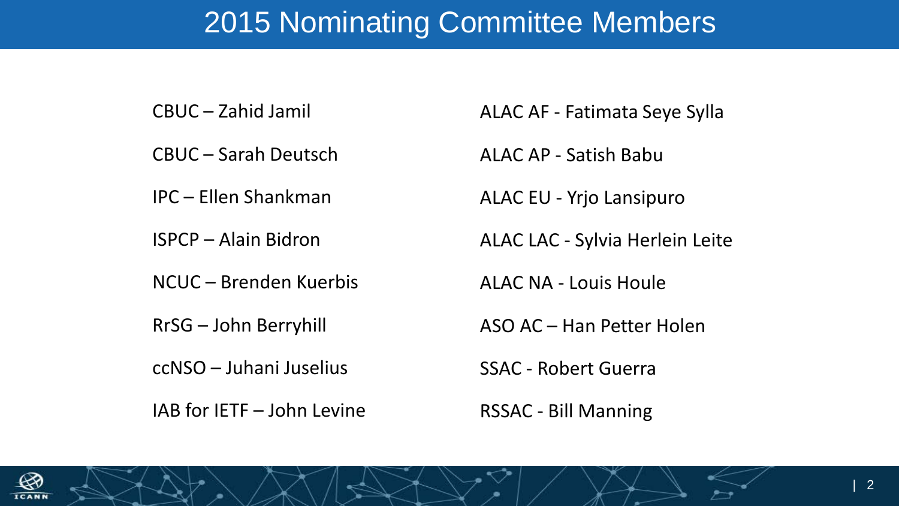# 2015 Nominating Committee Members

CBUC – Zahid Jamil

CBUC – Sarah Deutsch

IPC – Ellen Shankman

ISPCP – Alain Bidron

NCUC – Brenden Kuerbis

RrSG – John Berryhill

ccNSO – Juhani Juselius

IAB for IETF – John Levine

ALAC AF - Fatimata Seye Sylla

ALAC AP - Satish Babu

ALAC EU - Yrjo Lansipuro

ALAC LAC - Sylvia Herlein Leite

ALAC NA - Louis Houle

ASO AC – Han Petter Holen

SSAC - Robert Guerra

RSSAC - Bill Manning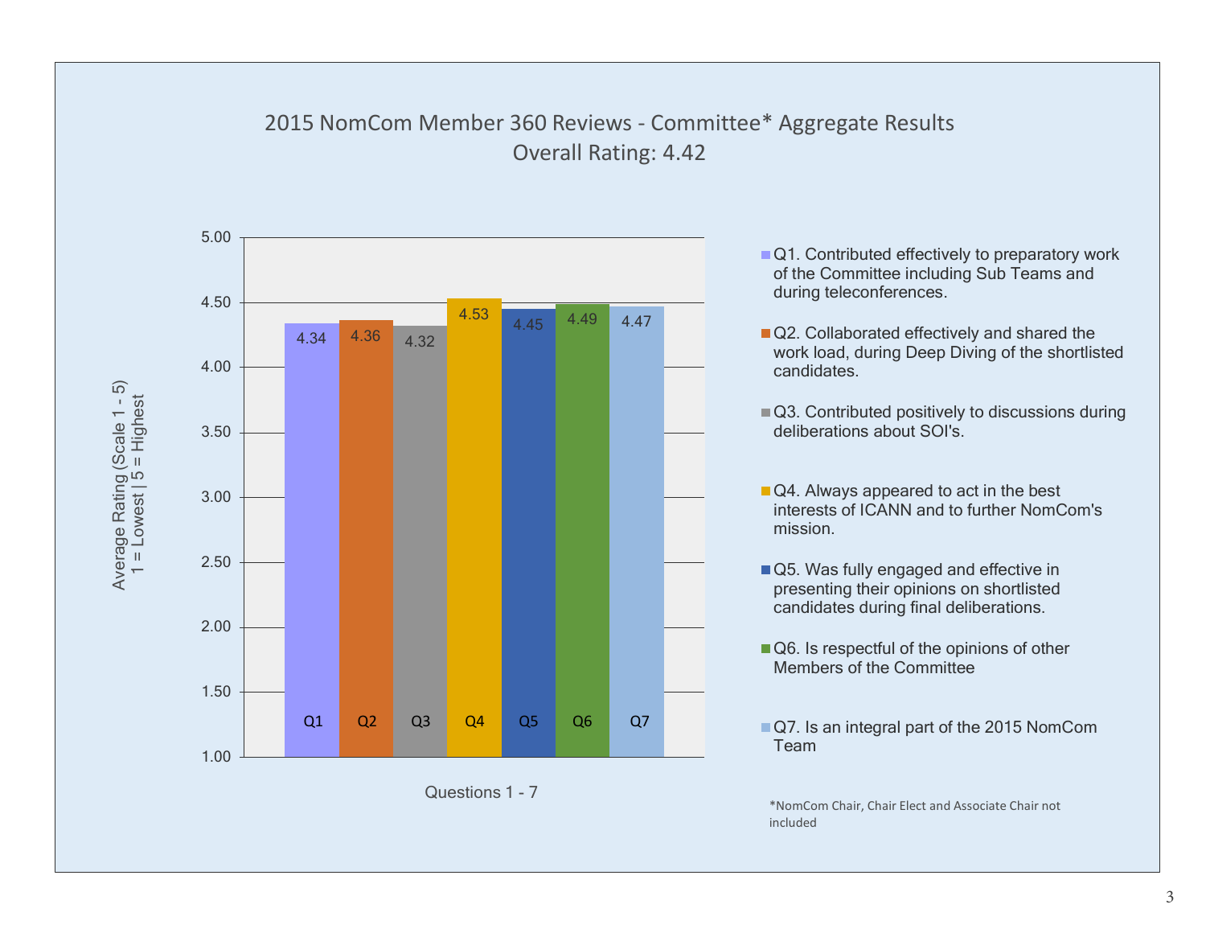# 2015 NomCom Member 360 Reviews - Committee* Aggregate Results

## Overall Rating: 4.42

Average Rating (Scale 1 - 5)
1 = Lowest | 5 = Highest

| Question | Average Rating |
|---|---|
| Q1 | 4.34 |
| Q2 | 4.36 |
| Q3 | 4.32 |
| Q4 | 4.53 |
| Q5 | 4.45 |
| Q6 | 4.49 |
| Q7 | 4.47 |

Questions 1 - 7

- Q1. Contributed effectively to preparatory work of the Committee including Sub Teams and during teleconferences.
- Q2. Collaborated effectively and shared the work load, during Deep Diving of the shortlisted candidates.
- Q3. Contributed positively to discussions during deliberations about SOI's.
- Q4. Always appeared to act in the best interests of ICANN and to further NomCom's mission.
- Q5. Was fully engaged and effective in presenting their opinions on shortlisted candidates during final deliberations.
- Q6. Is respectful of the opinions of other Members of the Committee
- Q7. Is an integral part of the 2015 NomCom Team

*NomCom Chair, Chair Elect and Associate Chair not included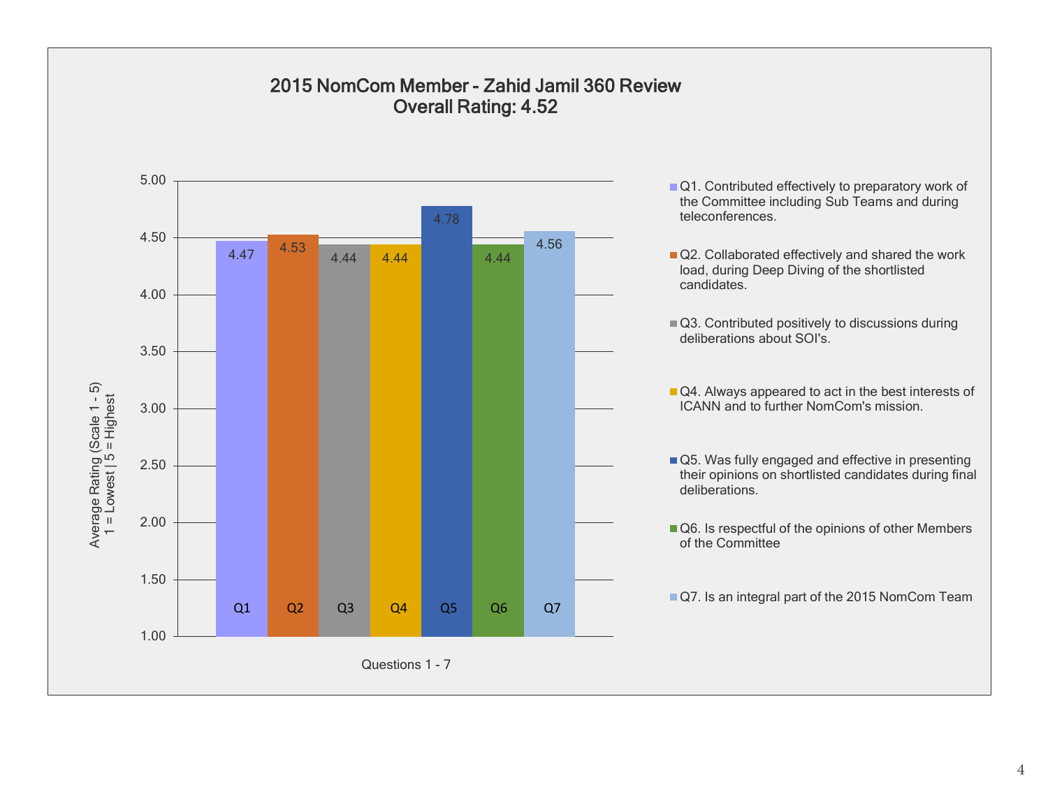# 2015 NomCom Member - Zahid Jamil 360 Review
## Overall Rating: 4.52

| Question | Average Rating |
|---|---|
| Q1 | 4.47 |
| Q2 | 4.53 |
| Q3 | 4.44 |
| Q4 | 4.44 |
| Q5 | 4.78 |
| Q6 | 4.44 |
| Q7 | 4.56 |

Average Rating (Scale 1 - 5)
1 = Lowest | 5 = Highest

Questions 1 - 7

- Q1. Contributed effectively to preparatory work of the Committee including Sub Teams and during teleconferences.
- Q2. Collaborated effectively and shared the work load, during Deep Diving of the shortlisted candidates.
- Q3. Contributed positively to discussions during deliberations about SOI's.
- Q4. Always appeared to act in the best interests of ICANN and to further NomCom's mission.
- Q5. Was fully engaged and effective in presenting their opinions on shortlisted candidates during final deliberations.
- Q6. Is respectful of the opinions of other Members of the Committee
- Q7. Is an integral part of the 2015 NomCom Team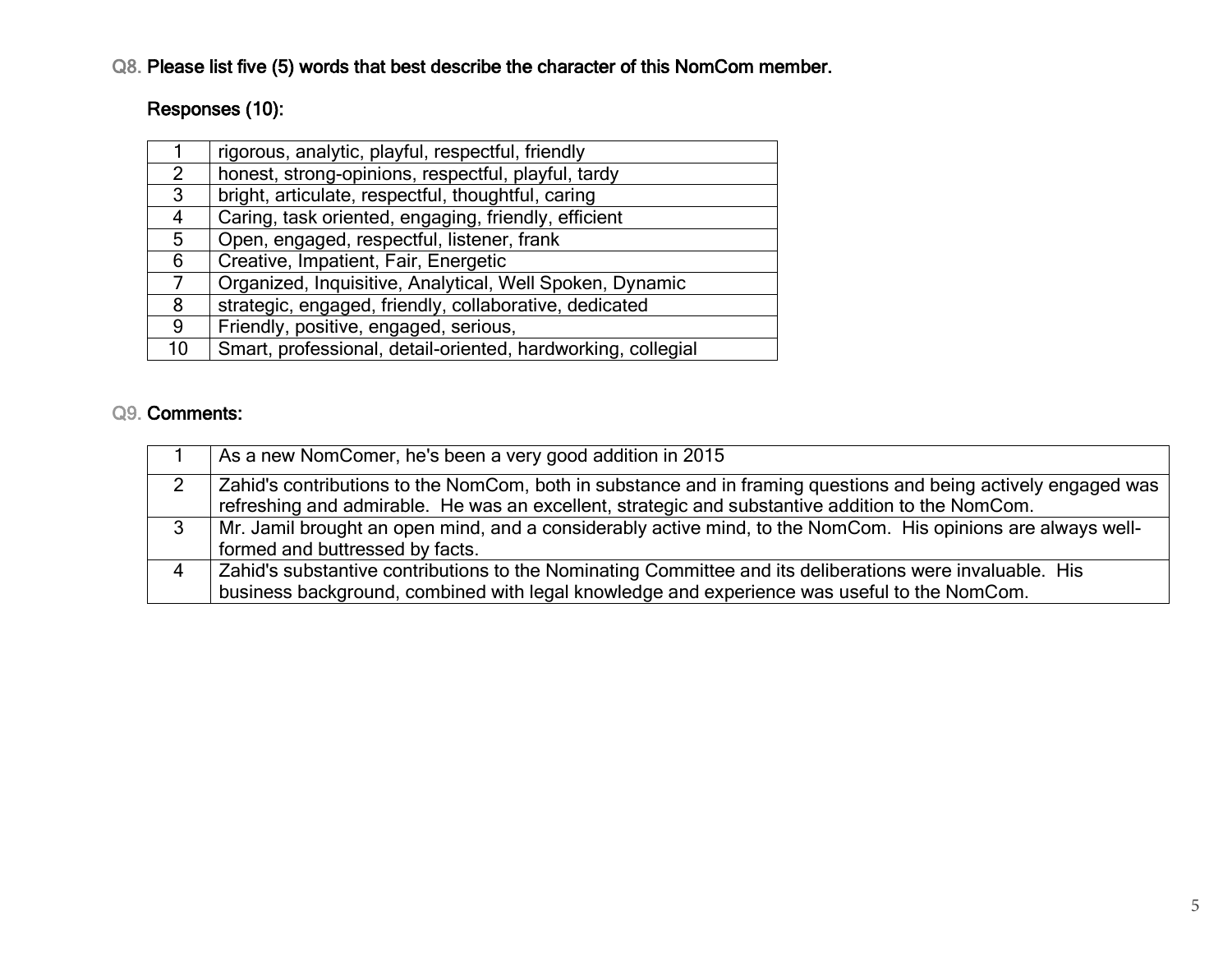**Q8. Please list five (5) words that best describe the character of this NomCom member.**

**Responses (10):**

| | |
|---|---|
| 1 | rigorous, analytic, playful, respectful, friendly |
| 2 | honest, strong-opinions, respectful, playful, tardy |
| 3 | bright, articulate, respectful, thoughtful, caring |
| 4 | Caring, task oriented, engaging, friendly, efficient |
| 5 | Open, engaged, respectful, listener, frank |
| 6 | Creative, Impatient, Fair, Energetic |
| 7 | Organized, Inquisitive, Analytical, Well Spoken, Dynamic |
| 8 | strategic, engaged, friendly, collaborative, dedicated |
| 9 | Friendly, positive, engaged, serious, |
| 10 | Smart, professional, detail-oriented, hardworking, collegial |

**Q9. Comments:**

| | |
|---|---|
| 1 | As a new NomComer, he's been a very good addition in 2015 |
| 2 | Zahid's contributions to the NomCom, both in substance and in framing questions and being actively engaged was refreshing and admirable. He was an excellent, strategic and substantive addition to the NomCom. |
| 3 | Mr. Jamil brought an open mind, and a considerably active mind, to the NomCom. His opinions are always well-formed and buttressed by facts. |
| 4 | Zahid's substantive contributions to the Nominating Committee and its deliberations were invaluable. His business background, combined with legal knowledge and experience was useful to the NomCom. |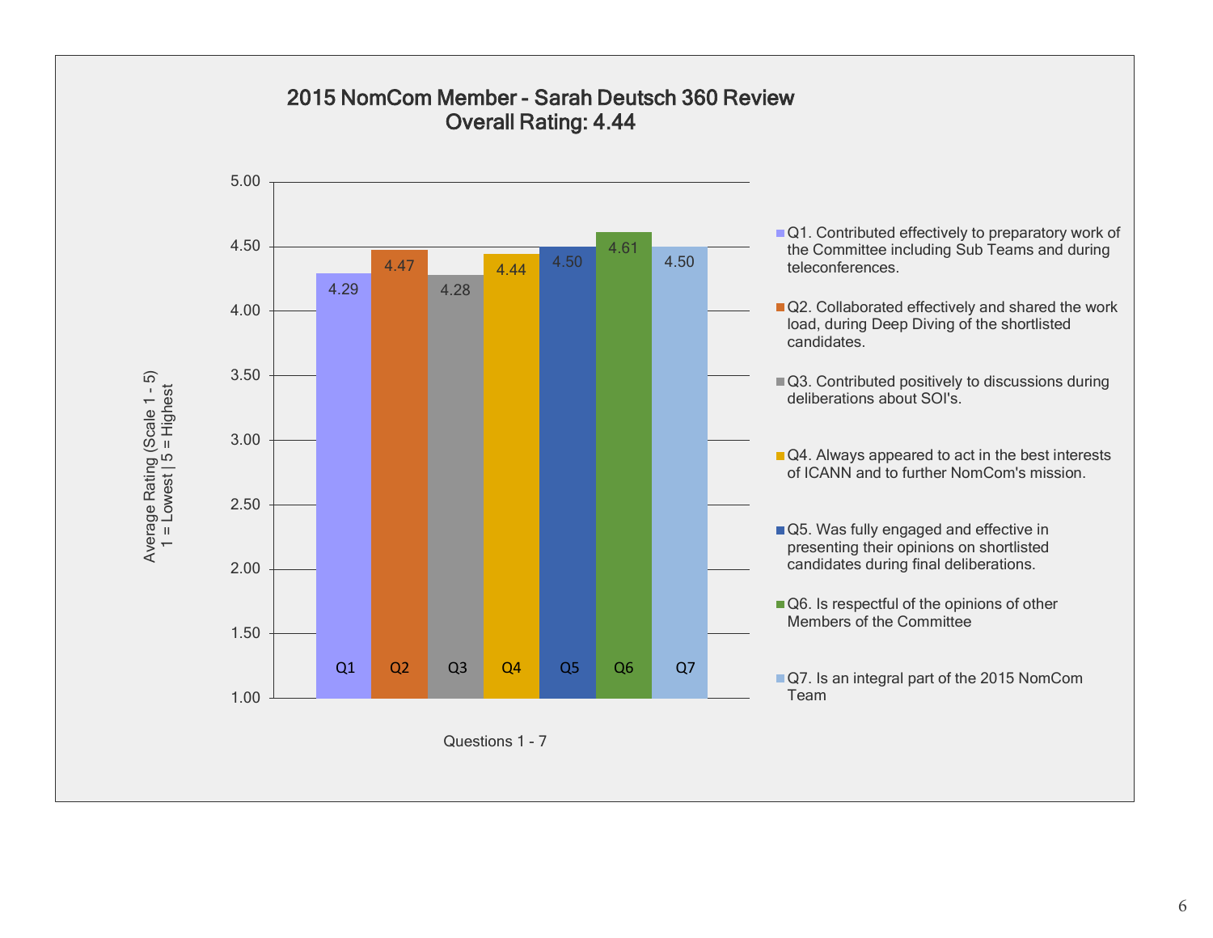## 2015 NomCom Member - Sarah Deutsch 360 Review
## Overall Rating: 4.44

| Question | Average Rating (Scale 1 - 5; 1 = Lowest \| 5 = Highest) |
|---|---|
| Q1 | 4.29 |
| Q2 | 4.47 |
| Q3 | 4.28 |
| Q4 | 4.44 |
| Q5 | 4.50 |
| Q6 | 4.61 |
| Q7 | 4.50 |

Questions 1 - 7

- Q1. Contributed effectively to preparatory work of the Committee including Sub Teams and during teleconferences.
- Q2. Collaborated effectively and shared the work load, during Deep Diving of the shortlisted candidates.
- Q3. Contributed positively to discussions during deliberations about SOI's.
- Q4. Always appeared to act in the best interests of ICANN and to further NomCom's mission.
- Q5. Was fully engaged and effective in presenting their opinions on shortlisted candidates during final deliberations.
- Q6. Is respectful of the opinions of other Members of the Committee
- Q7. Is an integral part of the 2015 NomCom Team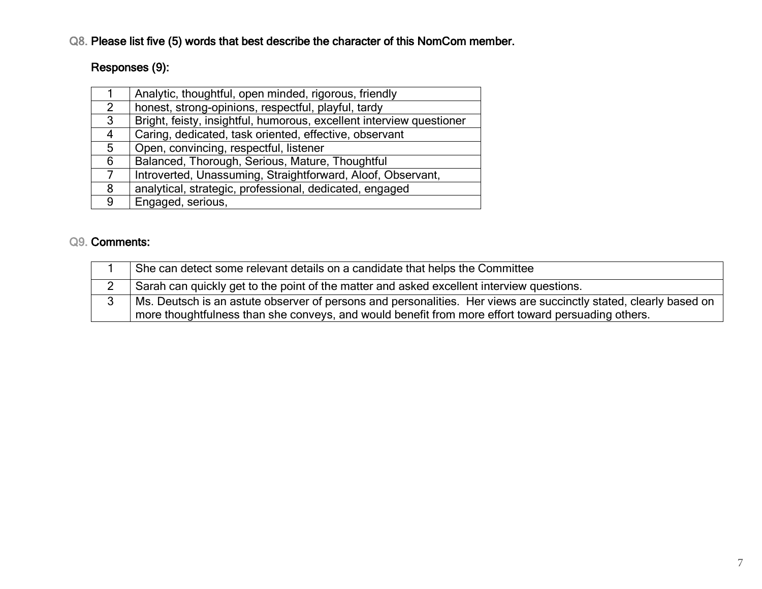**Q8. Please list five (5) words that best describe the character of this NomCom member.**

**Responses (9):**

| | |
|---|---|
| 1 | Analytic, thoughtful, open minded, rigorous, friendly |
| 2 | honest, strong-opinions, respectful, playful, tardy |
| 3 | Bright, feisty, insightful, humorous, excellent interview questioner |
| 4 | Caring, dedicated, task oriented, effective, observant |
| 5 | Open, convincing, respectful, listener |
| 6 | Balanced, Thorough, Serious, Mature, Thoughtful |
| 7 | Introverted, Unassuming, Straightforward, Aloof, Observant, |
| 8 | analytical, strategic, professional, dedicated, engaged |
| 9 | Engaged, serious, |

**Q9. Comments:**

| | |
|---|---|
| 1 | She can detect some relevant details on a candidate that helps the Committee |
| 2 | Sarah can quickly get to the point of the matter and asked excellent interview questions. |
| 3 | Ms. Deutsch is an astute observer of persons and personalities. Her views are succinctly stated, clearly based on more thoughtfulness than she conveys, and would benefit from more effort toward persuading others. |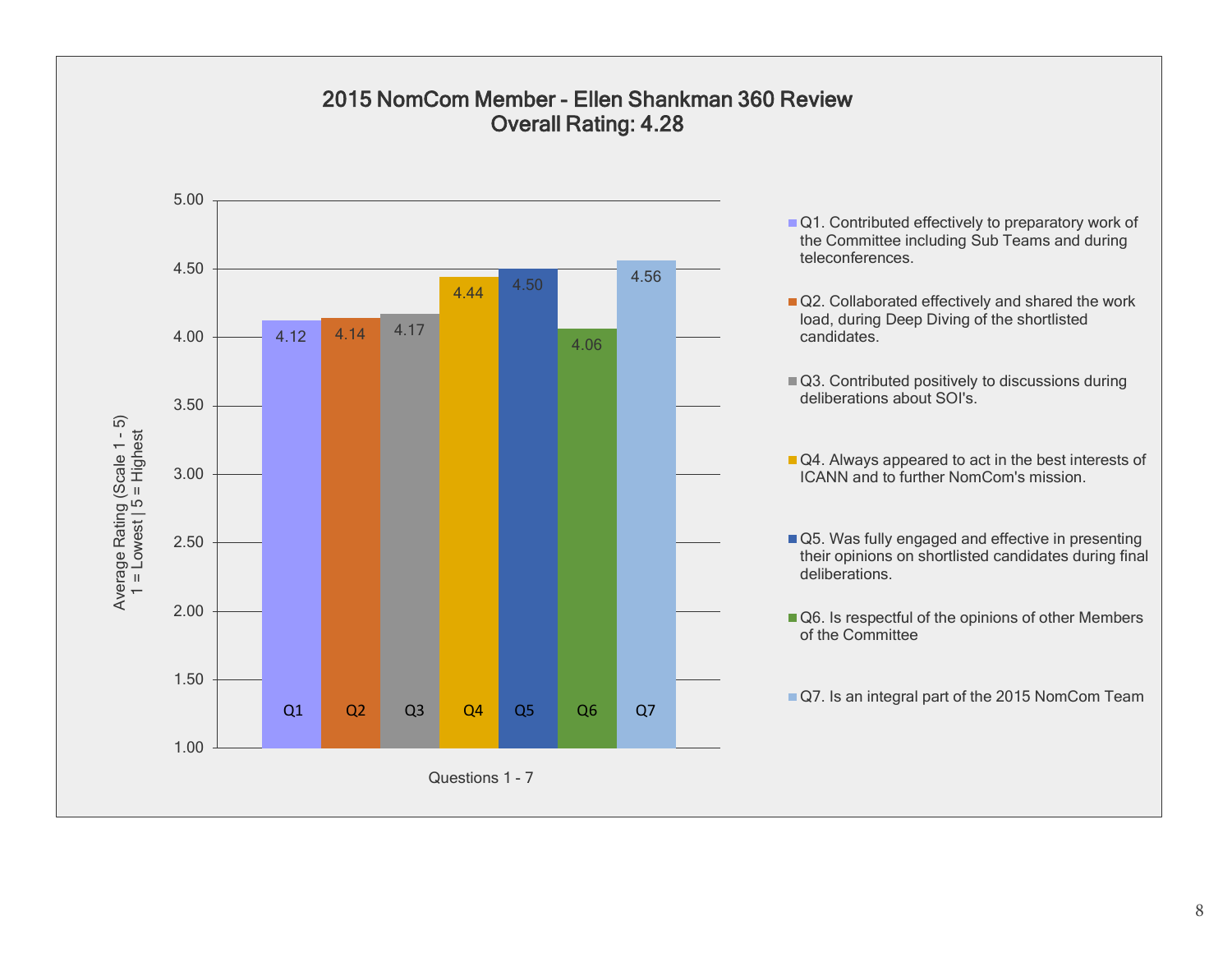# 2015 NomCom Member - Ellen Shankman 360 Review
## Overall Rating: 4.28

| Question | Average Rating (Scale 1 - 5, 1 = Lowest, 5 = Highest) |
|---|---|
| Q1 | 4.12 |
| Q2 | 4.14 |
| Q3 | 4.17 |
| Q4 | 4.44 |
| Q5 | 4.50 |
| Q6 | 4.06 |
| Q7 | 4.56 |

Questions 1 - 7

- Q1. Contributed effectively to preparatory work of the Committee including Sub Teams and during teleconferences.
- Q2. Collaborated effectively and shared the work load, during Deep Diving of the shortlisted candidates.
- Q3. Contributed positively to discussions during deliberations about SOI's.
- Q4. Always appeared to act in the best interests of ICANN and to further NomCom's mission.
- Q5. Was fully engaged and effective in presenting their opinions on shortlisted candidates during final deliberations.
- Q6. Is respectful of the opinions of other Members of the Committee
- Q7. Is an integral part of the 2015 NomCom Team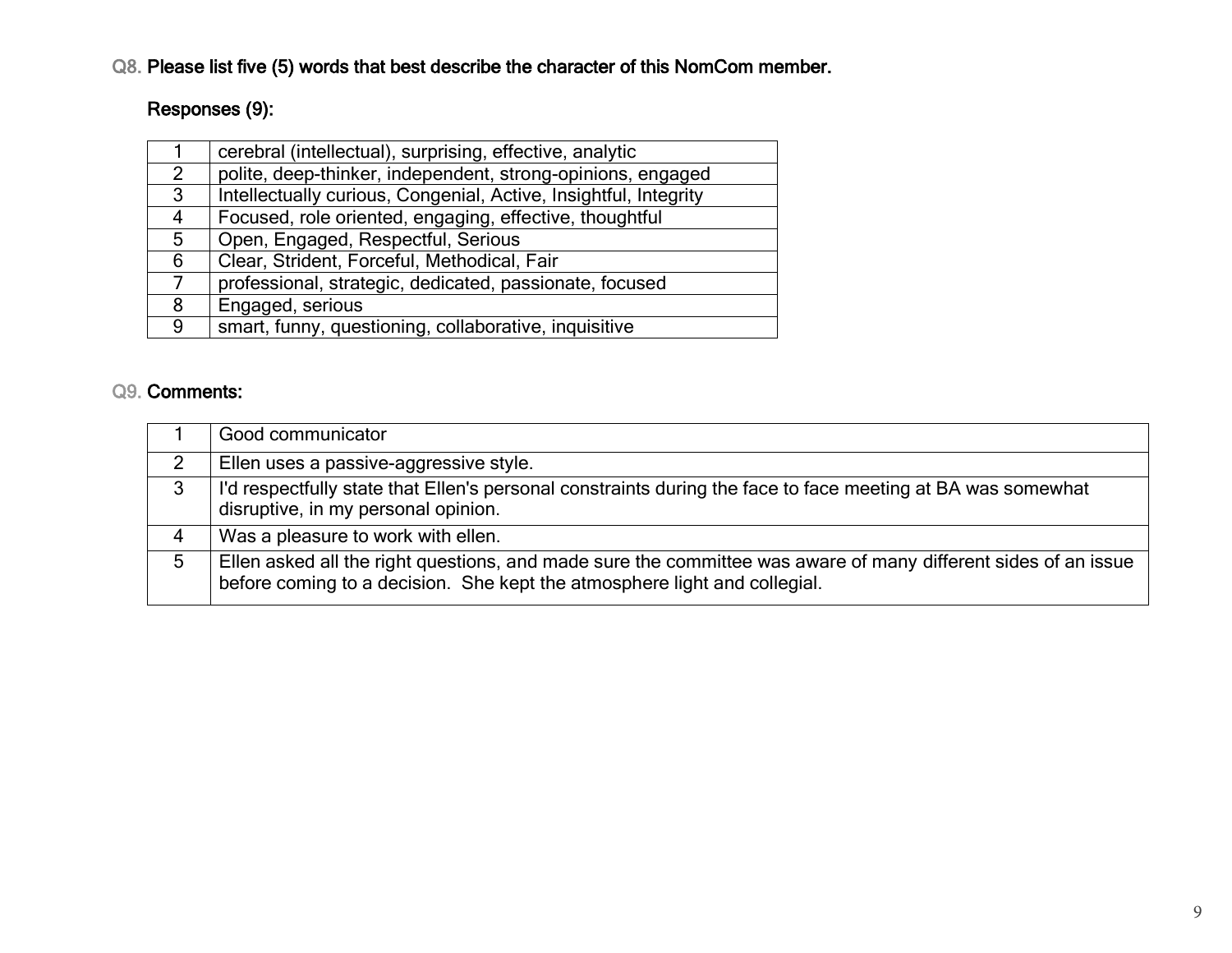**Q8. Please list five (5) words that best describe the character of this NomCom member.**

**Responses (9):**

| | |
|---|---|
| 1 | cerebral (intellectual), surprising, effective, analytic |
| 2 | polite, deep-thinker, independent, strong-opinions, engaged |
| 3 | Intellectually curious, Congenial, Active, Insightful, Integrity |
| 4 | Focused, role oriented, engaging, effective, thoughtful |
| 5 | Open, Engaged, Respectful, Serious |
| 6 | Clear, Strident, Forceful, Methodical, Fair |
| 7 | professional, strategic, dedicated, passionate, focused |
| 8 | Engaged, serious |
| 9 | smart, funny, questioning, collaborative, inquisitive |

**Q9. Comments:**

| | |
|---|---|
| 1 | Good communicator |
| 2 | Ellen uses a passive-aggressive style. |
| 3 | I'd respectfully state that Ellen's personal constraints during the face to face meeting at BA was somewhat disruptive, in my personal opinion. |
| 4 | Was a pleasure to work with ellen. |
| 5 | Ellen asked all the right questions, and made sure the committee was aware of many different sides of an issue before coming to a decision. She kept the atmosphere light and collegial. |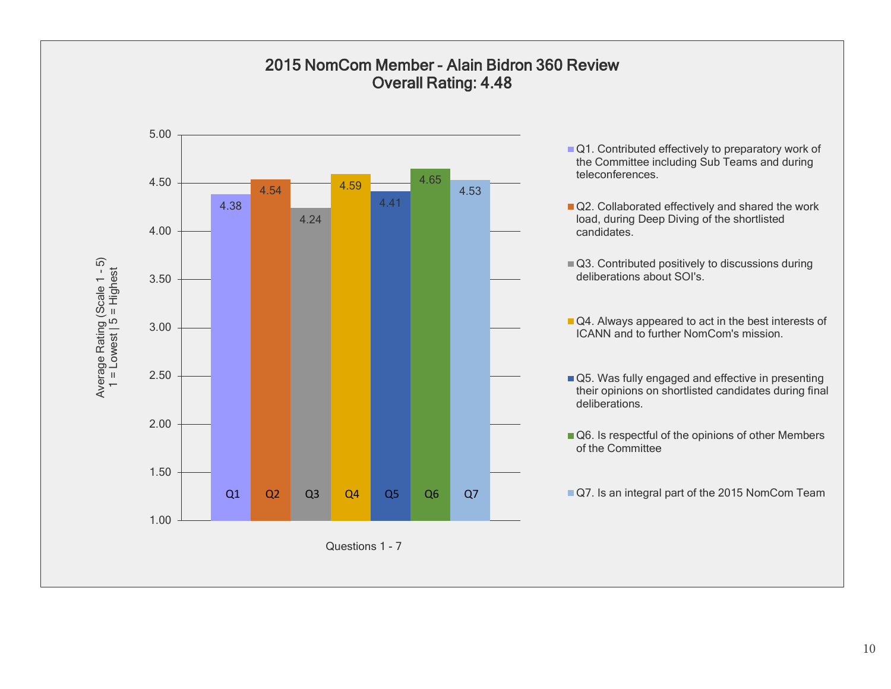# 2015 NomCom Member - Alain Bidron 360 Review
## Overall Rating: 4.48

| Question | Average Rating (Scale 1 - 5) 1 = Lowest \| 5 = Highest |
|---|---|
| Q1 | 4.38 |
| Q2 | 4.54 |
| Q3 | 4.24 |
| Q4 | 4.59 |
| Q5 | 4.41 |
| Q6 | 4.65 |
| Q7 | 4.53 |

Questions 1 - 7

- Q1. Contributed effectively to preparatory work of the Committee including Sub Teams and during teleconferences.
- Q2. Collaborated effectively and shared the work load, during Deep Diving of the shortlisted candidates.
- Q3. Contributed positively to discussions during deliberations about SOI's.
- Q4. Always appeared to act in the best interests of ICANN and to further NomCom's mission.
- Q5. Was fully engaged and effective in presenting their opinions on shortlisted candidates during final deliberations.
- Q6. Is respectful of the opinions of other Members of the Committee
- Q7. Is an integral part of the 2015 NomCom Team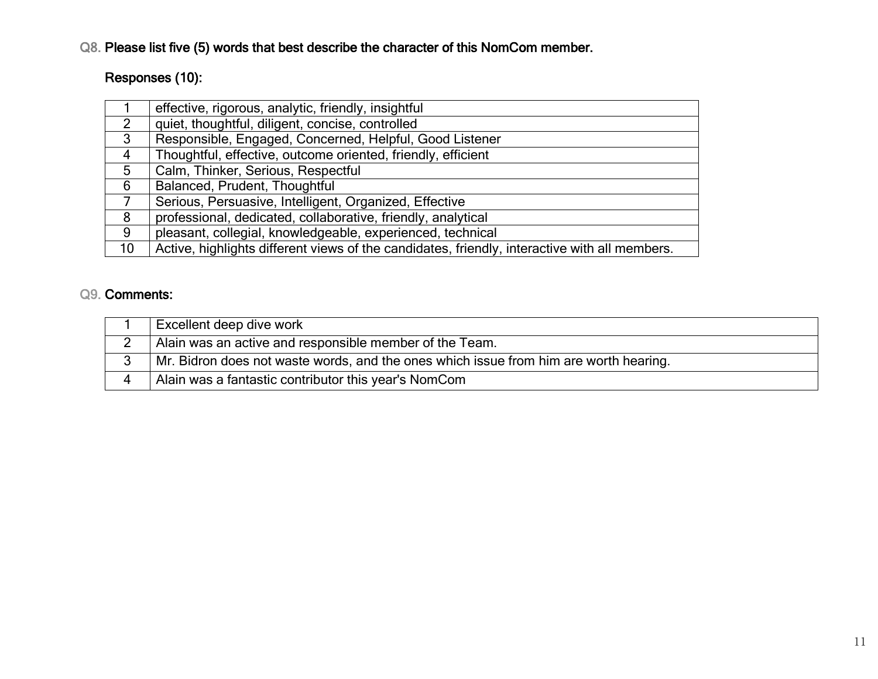**Q8. Please list five (5) words that best describe the character of this NomCom member.**

**Responses (10):**

| | |
|---|---|
| 1 | effective, rigorous, analytic, friendly, insightful |
| 2 | quiet, thoughtful, diligent, concise, controlled |
| 3 | Responsible, Engaged, Concerned, Helpful, Good Listener |
| 4 | Thoughtful, effective, outcome oriented, friendly, efficient |
| 5 | Calm, Thinker, Serious, Respectful |
| 6 | Balanced, Prudent, Thoughtful |
| 7 | Serious, Persuasive, Intelligent, Organized, Effective |
| 8 | professional, dedicated, collaborative, friendly, analytical |
| 9 | pleasant, collegial, knowledgeable, experienced, technical |
| 10 | Active, highlights different views of the candidates, friendly, interactive with all members. |

**Q9. Comments:**

| | |
|---|---|
| 1 | Excellent deep dive work |
| 2 | Alain was an active and responsible member of the Team. |
| 3 | Mr. Bidron does not waste words, and the ones which issue from him are worth hearing. |
| 4 | Alain was a fantastic contributor this year's NomCom |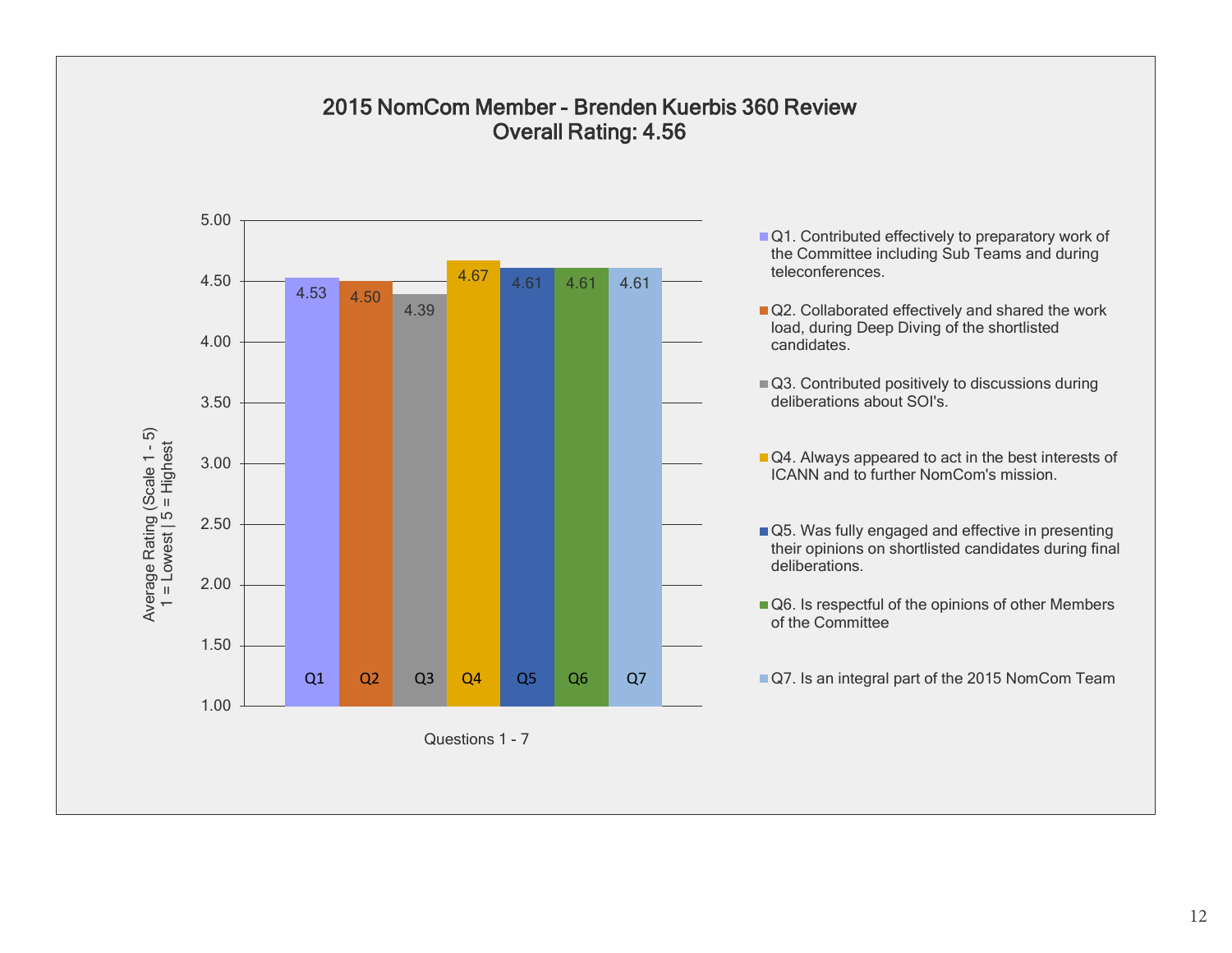## 2015 NomCom Member - Brenden Kuerbis 360 Review
## Overall Rating: 4.56

| Question | Average Rating (Scale 1 - 5, 1 = Lowest, 5 = Highest) |
|---|---|
| Q1 | 4.53 |
| Q2 | 4.50 |
| Q3 | 4.39 |
| Q4 | 4.67 |
| Q5 | 4.61 |
| Q6 | 4.61 |
| Q7 | 4.61 |

Questions 1 - 7

- Q1. Contributed effectively to preparatory work of the Committee including Sub Teams and during teleconferences.
- Q2. Collaborated effectively and shared the work load, during Deep Diving of the shortlisted candidates.
- Q3. Contributed positively to discussions during deliberations about SOI's.
- Q4. Always appeared to act in the best interests of ICANN and to further NomCom's mission.
- Q5. Was fully engaged and effective in presenting their opinions on shortlisted candidates during final deliberations.
- Q6. Is respectful of the opinions of other Members of the Committee
- Q7. Is an integral part of the 2015 NomCom Team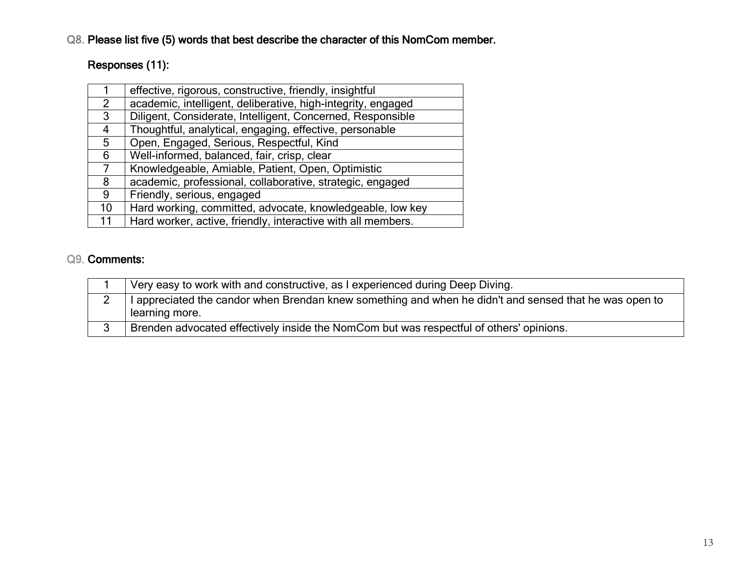**Q8. Please list five (5) words that best describe the character of this NomCom member.**

**Responses (11):**

| | |
|---|---|
| 1 | effective, rigorous, constructive, friendly, insightful |
| 2 | academic, intelligent, deliberative, high-integrity, engaged |
| 3 | Diligent, Considerate, Intelligent, Concerned, Responsible |
| 4 | Thoughtful, analytical, engaging, effective, personable |
| 5 | Open, Engaged, Serious, Respectful, Kind |
| 6 | Well-informed, balanced, fair, crisp, clear |
| 7 | Knowledgeable, Amiable, Patient, Open, Optimistic |
| 8 | academic, professional, collaborative, strategic, engaged |
| 9 | Friendly, serious, engaged |
| 10 | Hard working, committed, advocate, knowledgeable, low key |
| 11 | Hard worker, active, friendly, interactive with all members. |

**Q9. Comments:**

| | |
|---|---|
| 1 | Very easy to work with and constructive, as I experienced during Deep Diving. |
| 2 | I appreciated the candor when Brendan knew something and when he didn't and sensed that he was open to learning more. |
| 3 | Brenden advocated effectively inside the NomCom but was respectful of others' opinions. |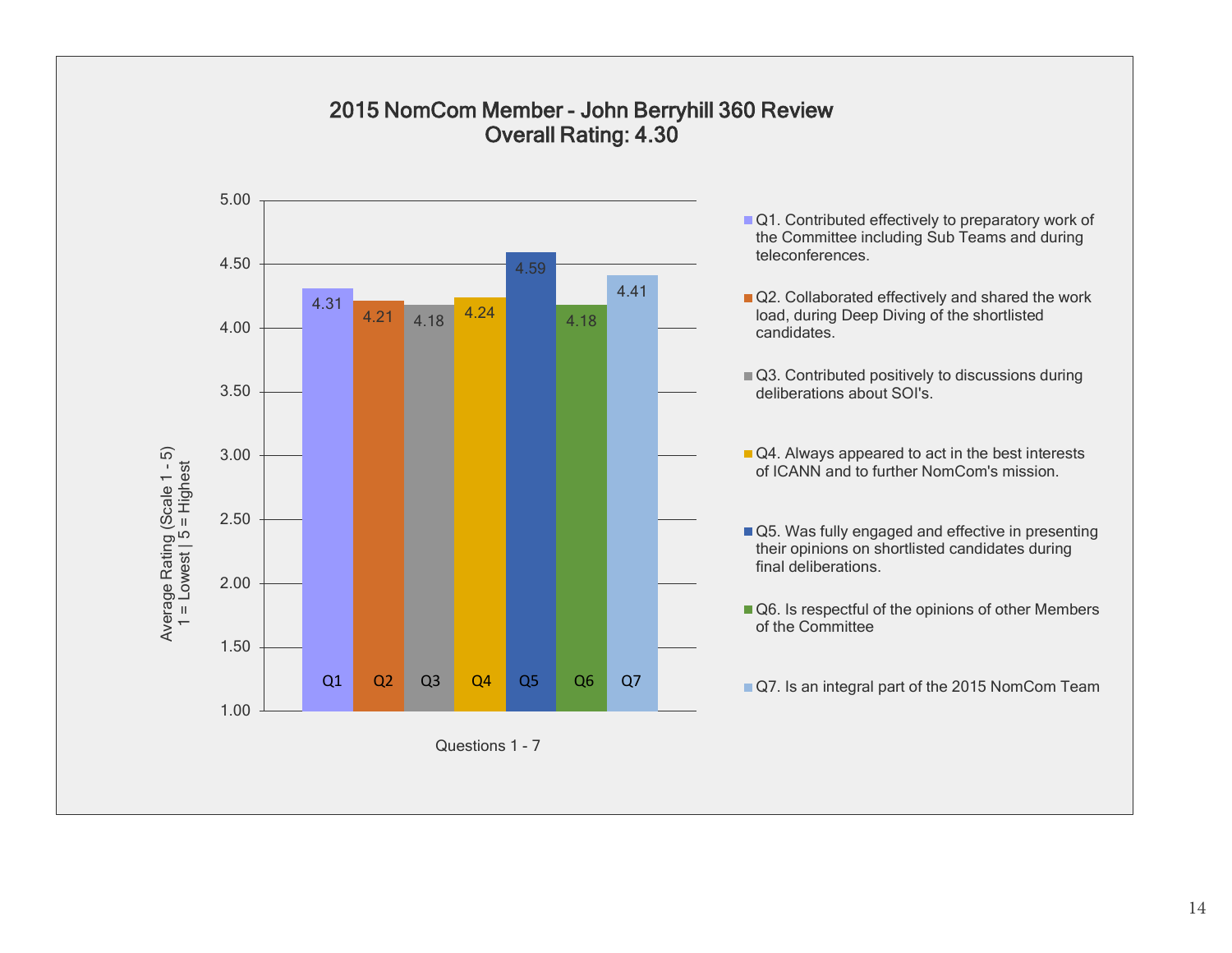## 2015 NomCom Member - John Berryhill 360 Review
## Overall Rating: 4.30

| Question | Average Rating (Scale 1 - 5, 1 = Lowest / 5 = Highest) |
|---|---|
| Q1 | 4.31 |
| Q2 | 4.21 |
| Q3 | 4.18 |
| Q4 | 4.24 |
| Q5 | 4.59 |
| Q6 | 4.18 |
| Q7 | 4.41 |

Questions 1 - 7

- Q1. Contributed effectively to preparatory work of the Committee including Sub Teams and during teleconferences.
- Q2. Collaborated effectively and shared the work load, during Deep Diving of the shortlisted candidates.
- Q3. Contributed positively to discussions during deliberations about SOI's.
- Q4. Always appeared to act in the best interests of ICANN and to further NomCom's mission.
- Q5. Was fully engaged and effective in presenting their opinions on shortlisted candidates during final deliberations.
- Q6. Is respectful of the opinions of other Members of the Committee
- Q7. Is an integral part of the 2015 NomCom Team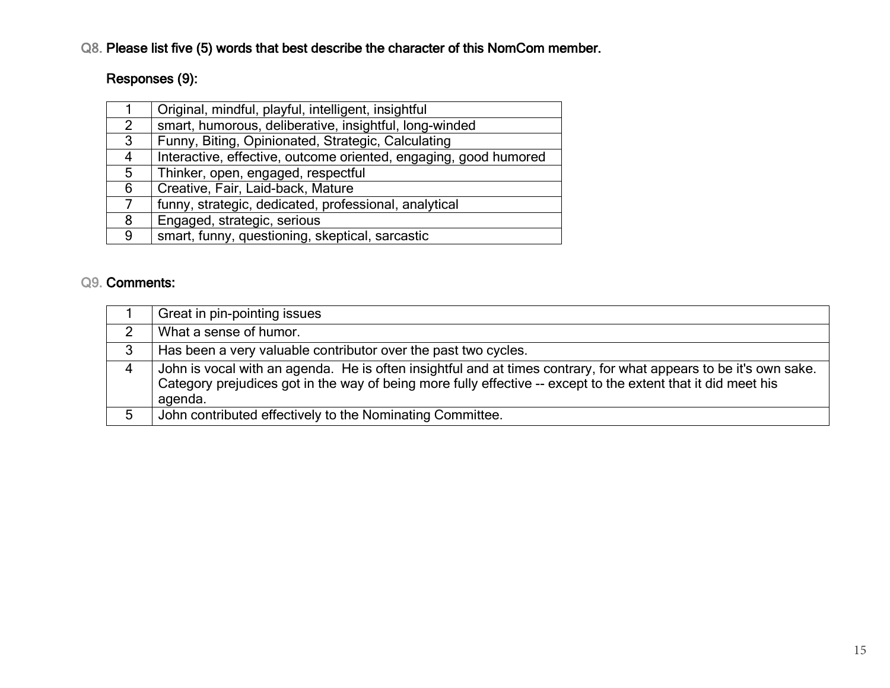**Q8. Please list five (5) words that best describe the character of this NomCom member.**

**Responses (9):**

| | |
|---|---|
| 1 | Original, mindful, playful, intelligent, insightful |
| 2 | smart, humorous, deliberative, insightful, long-winded |
| 3 | Funny, Biting, Opinionated, Strategic, Calculating |
| 4 | Interactive, effective, outcome oriented, engaging, good humored |
| 5 | Thinker, open, engaged, respectful |
| 6 | Creative, Fair, Laid-back, Mature |
| 7 | funny, strategic, dedicated, professional, analytical |
| 8 | Engaged, strategic, serious |
| 9 | smart, funny, questioning, skeptical, sarcastic |

**Q9. Comments:**

| | |
|---|---|
| 1 | Great in pin-pointing issues |
| 2 | What a sense of humor. |
| 3 | Has been a very valuable contributor over the past two cycles. |
| 4 | John is vocal with an agenda. He is often insightful and at times contrary, for what appears to be it's own sake. Category prejudices got in the way of being more fully effective -- except to the extent that it did meet his agenda. |
| 5 | John contributed effectively to the Nominating Committee. |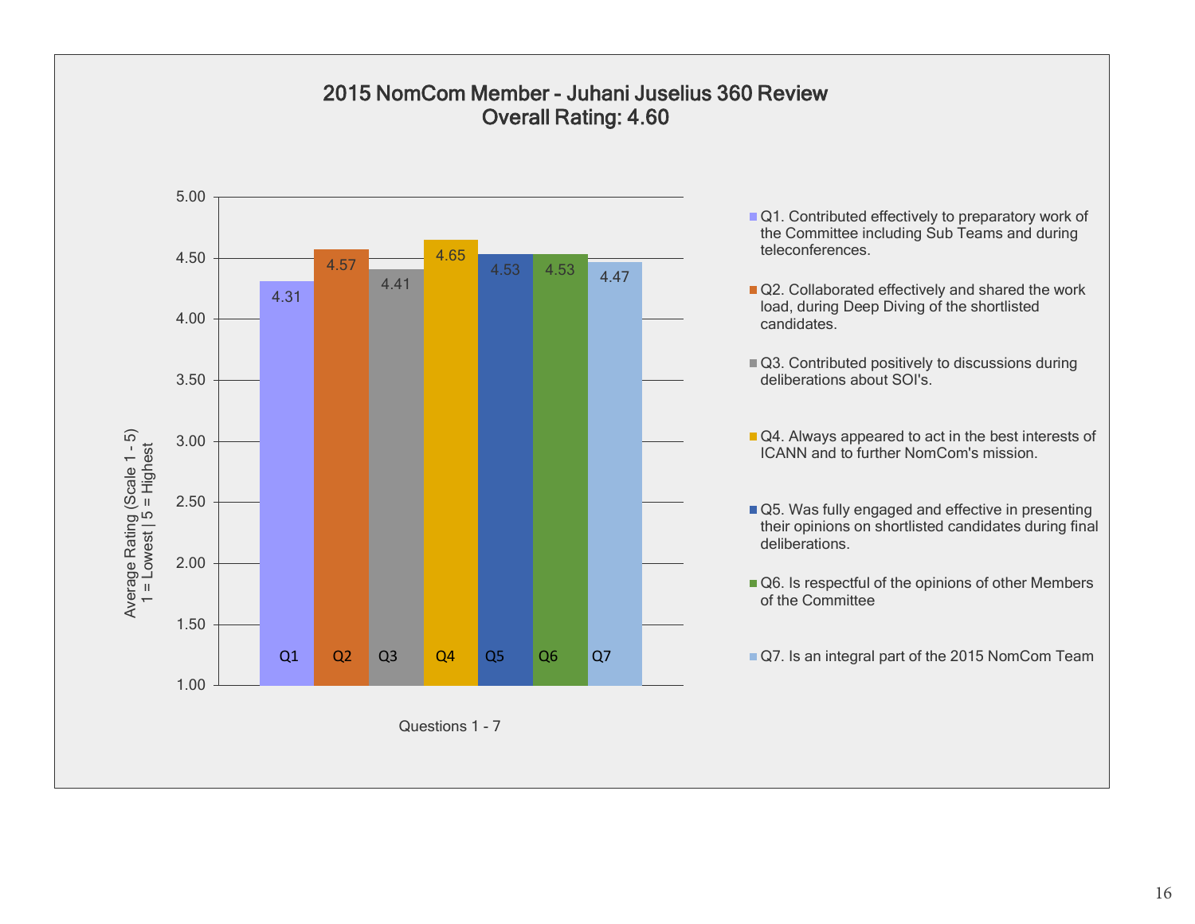# 2015 NomCom Member - Juhani Juselius 360 Review
## Overall Rating: 4.60

| Question | Average Rating (Scale 1 - 5) 1 = Lowest \| 5 = Highest |
|---|---|
| Q1 | 4.31 |
| Q2 | 4.57 |
| Q3 | 4.41 |
| Q4 | 4.65 |
| Q5 | 4.53 |
| Q6 | 4.53 |
| Q7 | 4.47 |

Questions 1 - 7

- Q1. Contributed effectively to preparatory work of the Committee including Sub Teams and during teleconferences.
- Q2. Collaborated effectively and shared the work load, during Deep Diving of the shortlisted candidates.
- Q3. Contributed positively to discussions during deliberations about SOI's.
- Q4. Always appeared to act in the best interests of ICANN and to further NomCom's mission.
- Q5. Was fully engaged and effective in presenting their opinions on shortlisted candidates during final deliberations.
- Q6. Is respectful of the opinions of other Members of the Committee
- Q7. Is an integral part of the 2015 NomCom Team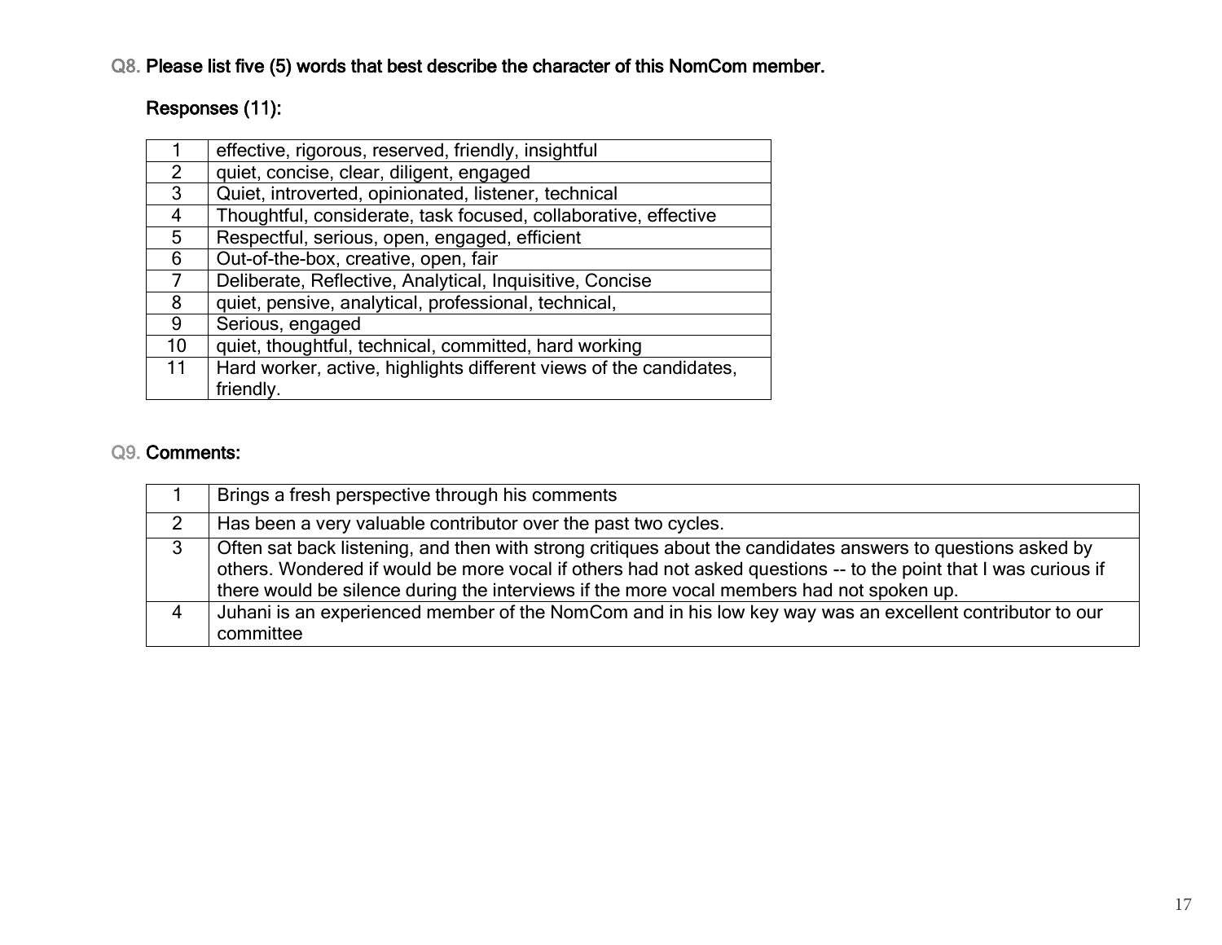**Q8. Please list five (5) words that best describe the character of this NomCom member.**

**Responses (11):**

| | |
|---|---|
| 1 | effective, rigorous, reserved, friendly, insightful |
| 2 | quiet, concise, clear, diligent, engaged |
| 3 | Quiet, introverted, opinionated, listener, technical |
| 4 | Thoughtful, considerate, task focused, collaborative, effective |
| 5 | Respectful, serious, open, engaged, efficient |
| 6 | Out-of-the-box, creative, open, fair |
| 7 | Deliberate, Reflective, Analytical, Inquisitive, Concise |
| 8 | quiet, pensive, analytical, professional, technical, |
| 9 | Serious, engaged |
| 10 | quiet, thoughtful, technical, committed, hard working |
| 11 | Hard worker, active, highlights different views of the candidates, friendly. |

**Q9. Comments:**

| | |
|---|---|
| 1 | Brings a fresh perspective through his comments |
| 2 | Has been a very valuable contributor over the past two cycles. |
| 3 | Often sat back listening, and then with strong critiques about the candidates answers to questions asked by others. Wondered if would be more vocal if others had not asked questions -- to the point that I was curious if there would be silence during the interviews if the more vocal members had not spoken up. |
| 4 | Juhani is an experienced member of the NomCom and in his low key way was an excellent contributor to our committee |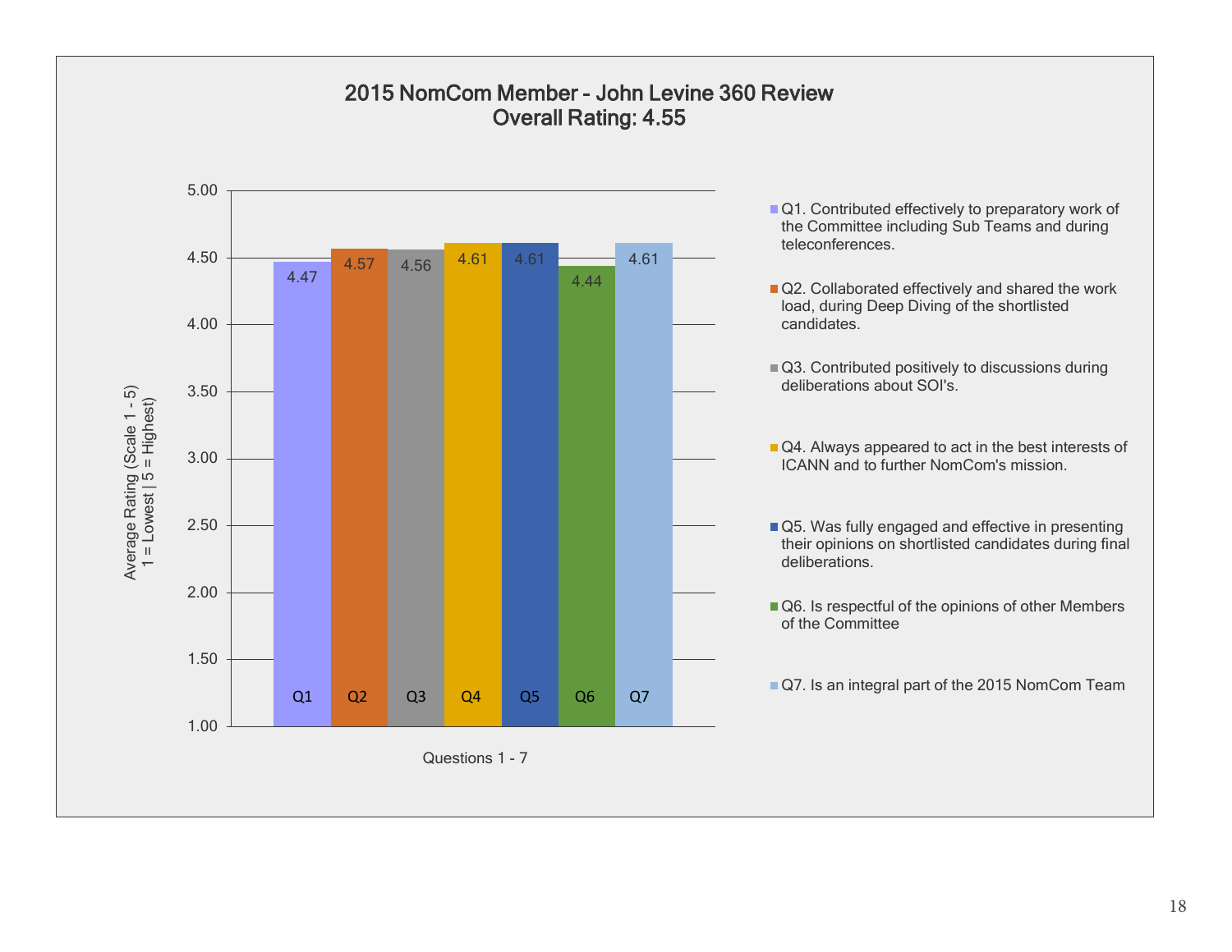## 2015 NomCom Member - John Levine 360 Review
## Overall Rating: 4.55

| Question | Average Rating (Scale 1 - 5) 1 = Lowest \| 5 = Highest |
|---|---|
| Q1 | 4.47 |
| Q2 | 4.57 |
| Q3 | 4.56 |
| Q4 | 4.61 |
| Q5 | 4.61 |
| Q6 | 4.44 |
| Q7 | 4.61 |

Questions 1 - 7

- Q1. Contributed effectively to preparatory work of the Committee including Sub Teams and during teleconferences.
- Q2. Collaborated effectively and shared the work load, during Deep Diving of the shortlisted candidates.
- Q3. Contributed positively to discussions during deliberations about SOI's.
- Q4. Always appeared to act in the best interests of ICANN and to further NomCom's mission.
- Q5. Was fully engaged and effective in presenting their opinions on shortlisted candidates during final deliberations.
- Q6. Is respectful of the opinions of other Members of the Committee
- Q7. Is an integral part of the 2015 NomCom Team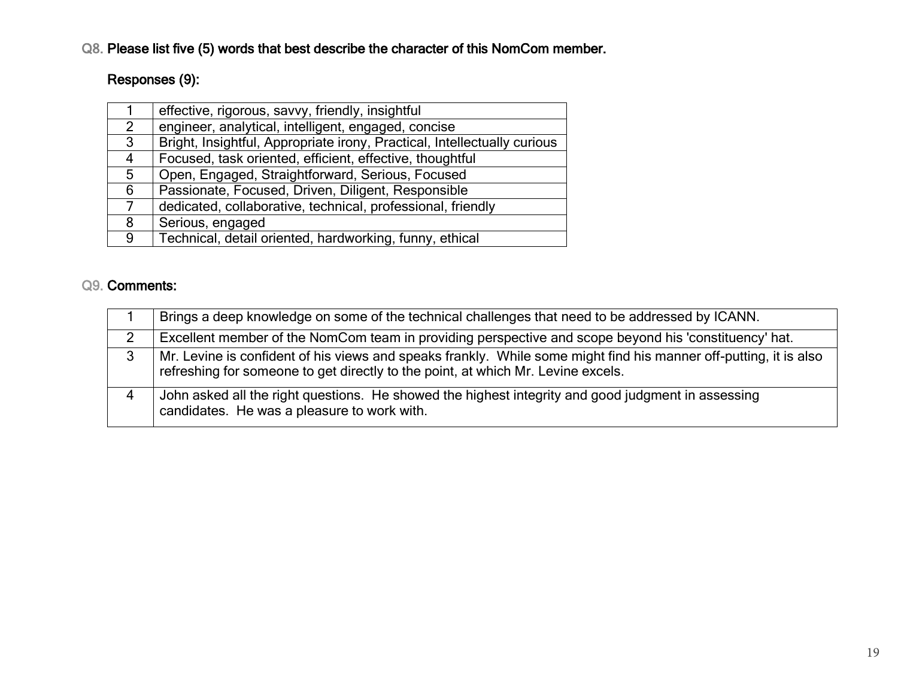**Q8. Please list five (5) words that best describe the character of this NomCom member.**

**Responses (9):**

| | |
|---|---|
| 1 | effective, rigorous, savvy, friendly, insightful |
| 2 | engineer, analytical, intelligent, engaged, concise |
| 3 | Bright, Insightful, Appropriate irony, Practical, Intellectually curious |
| 4 | Focused, task oriented, efficient, effective, thoughtful |
| 5 | Open, Engaged, Straightforward, Serious, Focused |
| 6 | Passionate, Focused, Driven, Diligent, Responsible |
| 7 | dedicated, collaborative, technical, professional, friendly |
| 8 | Serious, engaged |
| 9 | Technical, detail oriented, hardworking, funny, ethical |

**Q9. Comments:**

| | |
|---|---|
| 1 | Brings a deep knowledge on some of the technical challenges that need to be addressed by ICANN. |
| 2 | Excellent member of the NomCom team in providing perspective and scope beyond his 'constituency' hat. |
| 3 | Mr. Levine is confident of his views and speaks frankly. While some might find his manner off-putting, it is also refreshing for someone to get directly to the point, at which Mr. Levine excels. |
| 4 | John asked all the right questions. He showed the highest integrity and good judgment in assessing candidates. He was a pleasure to work with. |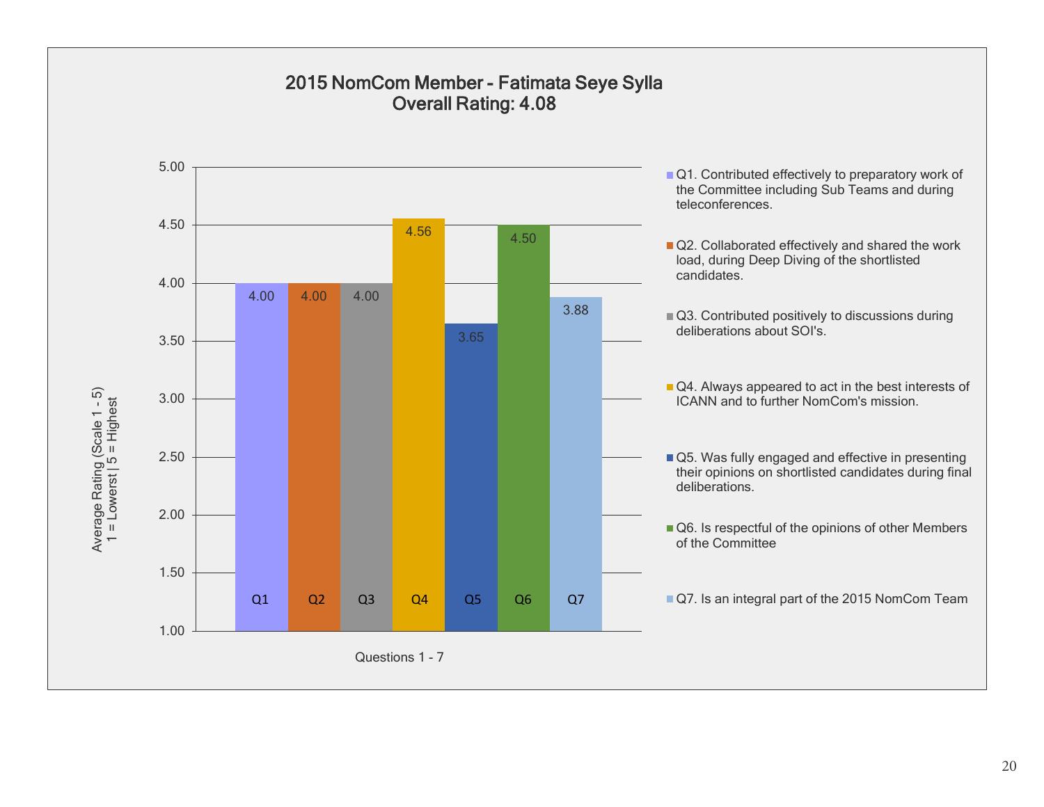## 2015 NomCom Member - Fatimata Seye Sylla
## Overall Rating: 4.08

| Question | Average Rating (Scale 1 - 5) 1 = Lowerst \| 5 = Highest |
|---|---|
| Q1 | 4.00 |
| Q2 | 4.00 |
| Q3 | 4.00 |
| Q4 | 4.56 |
| Q5 | 3.65 |
| Q6 | 4.50 |
| Q7 | 3.88 |

Questions 1 - 7

- Q1. Contributed effectively to preparatory work of the Committee including Sub Teams and during teleconferences.
- Q2. Collaborated effectively and shared the work load, during Deep Diving of the shortlisted candidates.
- Q3. Contributed positively to discussions during deliberations about SOI's.
- Q4. Always appeared to act in the best interests of ICANN and to further NomCom's mission.
- Q5. Was fully engaged and effective in presenting their opinions on shortlisted candidates during final deliberations.
- Q6. Is respectful of the opinions of other Members of the Committee
- Q7. Is an integral part of the 2015 NomCom Team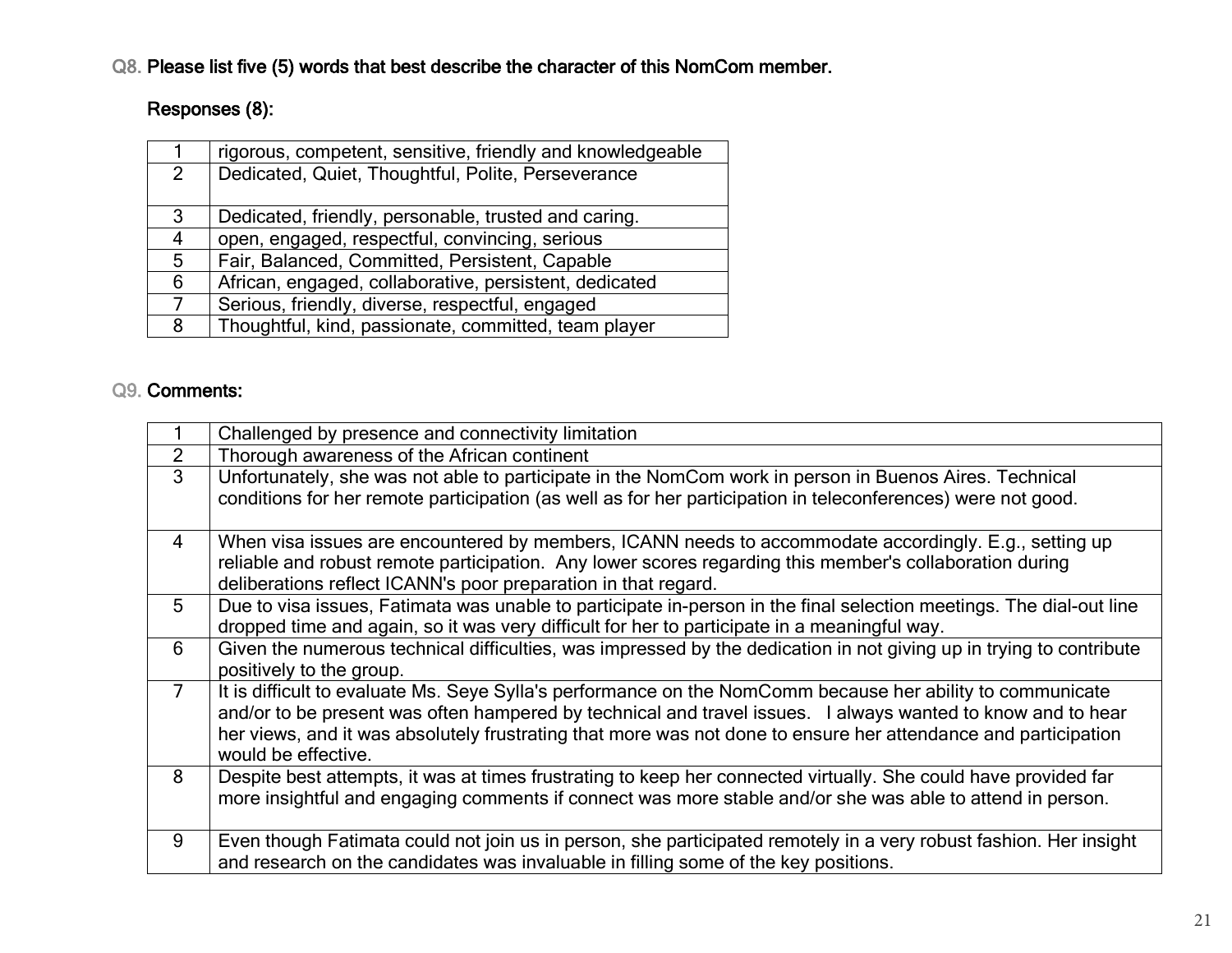**Q8. Please list five (5) words that best describe the character of this NomCom member.**

**Responses (8):**

| | |
|---|---|
| 1 | rigorous, competent, sensitive, friendly and knowledgeable |
| 2 | Dedicated, Quiet, Thoughtful, Polite, Perseverance |
| 3 | Dedicated, friendly, personable, trusted and caring. |
| 4 | open, engaged, respectful, convincing, serious |
| 5 | Fair, Balanced, Committed, Persistent, Capable |
| 6 | African, engaged, collaborative, persistent, dedicated |
| 7 | Serious, friendly, diverse, respectful, engaged |
| 8 | Thoughtful, kind, passionate, committed, team player |

**Q9. Comments:**

| | |
|---|---|
| 1 | Challenged by presence and connectivity limitation |
| 2 | Thorough awareness of the African continent |
| 3 | Unfortunately, she was not able to participate in the NomCom work in person in Buenos Aires. Technical conditions for her remote participation (as well as for her participation in teleconferences) were not good. |
| 4 | When visa issues are encountered by members, ICANN needs to accommodate accordingly. E.g., setting up reliable and robust remote participation. Any lower scores regarding this member's collaboration during deliberations reflect ICANN's poor preparation in that regard. |
| 5 | Due to visa issues, Fatimata was unable to participate in-person in the final selection meetings. The dial-out line dropped time and again, so it was very difficult for her to participate in a meaningful way. |
| 6 | Given the numerous technical difficulties, was impressed by the dedication in not giving up in trying to contribute positively to the group. |
| 7 | It is difficult to evaluate Ms. Seye Sylla's performance on the NomComm because her ability to communicate and/or to be present was often hampered by technical and travel issues. I always wanted to know and to hear her views, and it was absolutely frustrating that more was not done to ensure her attendance and participation would be effective. |
| 8 | Despite best attempts, it was at times frustrating to keep her connected virtually. She could have provided far more insightful and engaging comments if connect was more stable and/or she was able to attend in person. |
| 9 | Even though Fatimata could not join us in person, she participated remotely in a very robust fashion. Her insight and research on the candidates was invaluable in filling some of the key positions. |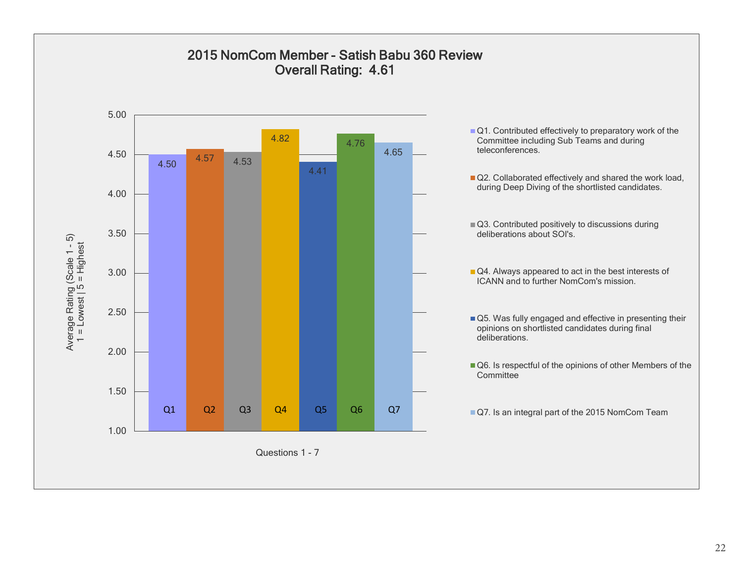## 2015 NomCom Member - Satish Babu 360 Review
## Overall Rating: 4.61

| Question | Average Rating (Scale 1 - 5; 1 = Lowest \| 5 = Highest) |
|---|---|
| Q1 | 4.50 |
| Q2 | 4.57 |
| Q3 | 4.53 |
| Q4 | 4.82 |
| Q5 | 4.41 |
| Q6 | 4.76 |
| Q7 | 4.65 |

Questions 1 - 7

- Q1. Contributed effectively to preparatory work of the Committee including Sub Teams and during teleconferences.
- Q2. Collaborated effectively and shared the work load, during Deep Diving of the shortlisted candidates.
- Q3. Contributed positively to discussions during deliberations about SOI's.
- Q4. Always appeared to act in the best interests of ICANN and to further NomCom's mission.
- Q5. Was fully engaged and effective in presenting their opinions on shortlisted candidates during final deliberations.
- Q6. Is respectful of the opinions of other Members of the Committee
- Q7. Is an integral part of the 2015 NomCom Team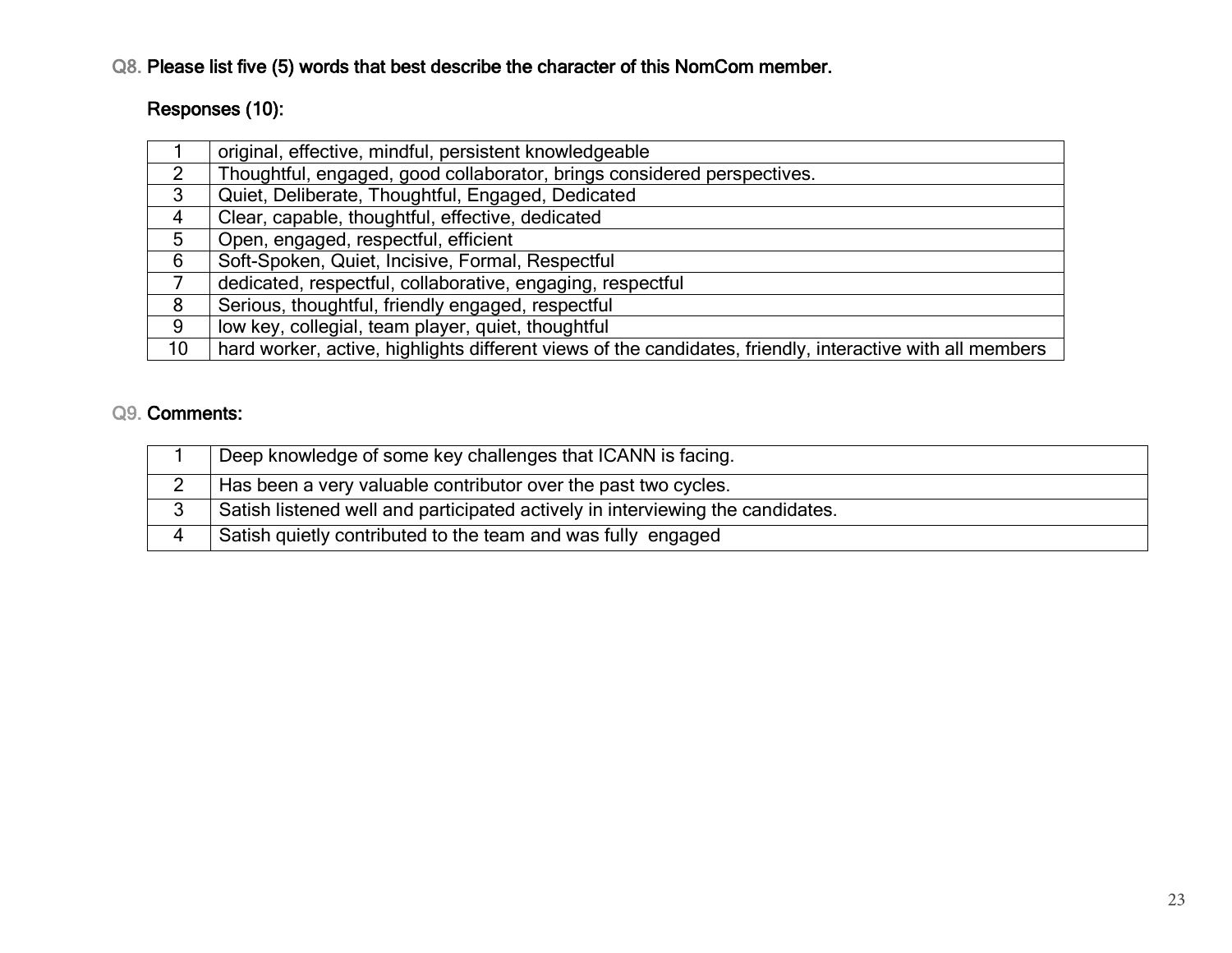Q8. **Please list five (5) words that best describe the character of this NomCom member.**

**Responses (10):**

| | |
|---|---|
| 1 | original, effective, mindful, persistent knowledgeable |
| 2 | Thoughtful, engaged, good collaborator, brings considered perspectives. |
| 3 | Quiet, Deliberate, Thoughtful, Engaged, Dedicated |
| 4 | Clear, capable, thoughtful, effective, dedicated |
| 5 | Open, engaged, respectful, efficient |
| 6 | Soft-Spoken, Quiet, Incisive, Formal, Respectful |
| 7 | dedicated, respectful, collaborative, engaging, respectful |
| 8 | Serious, thoughtful, friendly engaged, respectful |
| 9 | low key, collegial, team player, quiet, thoughtful |
| 10 | hard worker, active, highlights different views of the candidates, friendly, interactive with all members |

Q9. **Comments:**

| | |
|---|---|
| 1 | Deep knowledge of some key challenges that ICANN is facing. |
| 2 | Has been a very valuable contributor over the past two cycles. |
| 3 | Satish listened well and participated actively in interviewing the candidates. |
| 4 | Satish quietly contributed to the team and was fully engaged |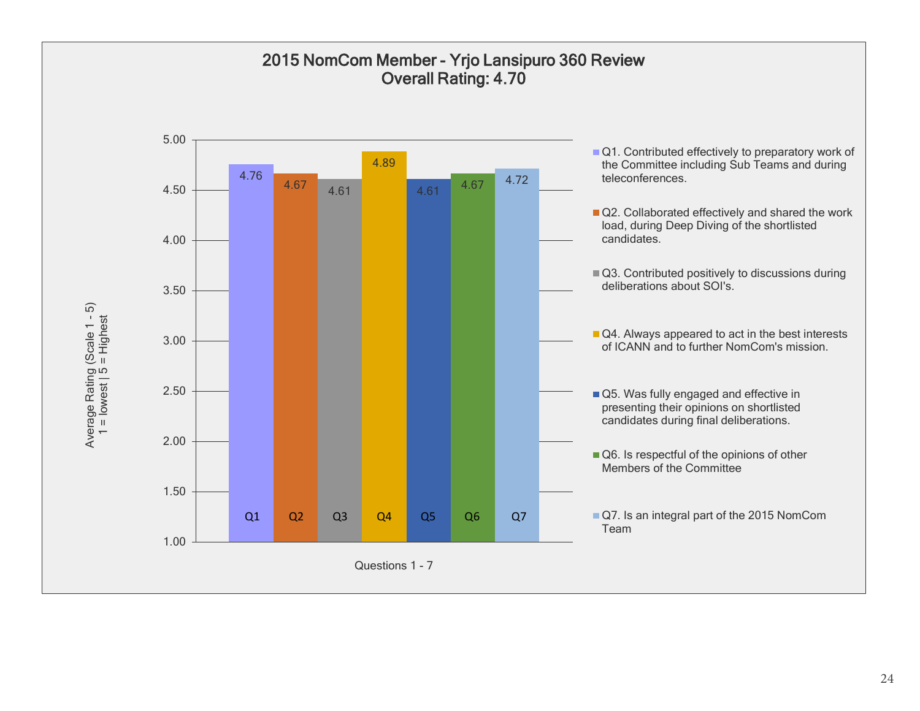# 2015 NomCom Member - Yrjo Lansipuro 360 Review
## Overall Rating: 4.70

| Question | Average Rating (Scale 1 - 5; 1 = lowest \| 5 = Highest) |
|---|---|
| Q1 | 4.76 |
| Q2 | 4.67 |
| Q3 | 4.61 |
| Q4 | 4.89 |
| Q5 | 4.61 |
| Q6 | 4.67 |
| Q7 | 4.72 |

Questions 1 - 7

- Q1. Contributed effectively to preparatory work of the Committee including Sub Teams and during teleconferences.
- Q2. Collaborated effectively and shared the work load, during Deep Diving of the shortlisted candidates.
- Q3. Contributed positively to discussions during deliberations about SOI's.
- Q4. Always appeared to act in the best interests of ICANN and to further NomCom's mission.
- Q5. Was fully engaged and effective in presenting their opinions on shortlisted candidates during final deliberations.
- Q6. Is respectful of the opinions of other Members of the Committee
- Q7. Is an integral part of the 2015 NomCom Team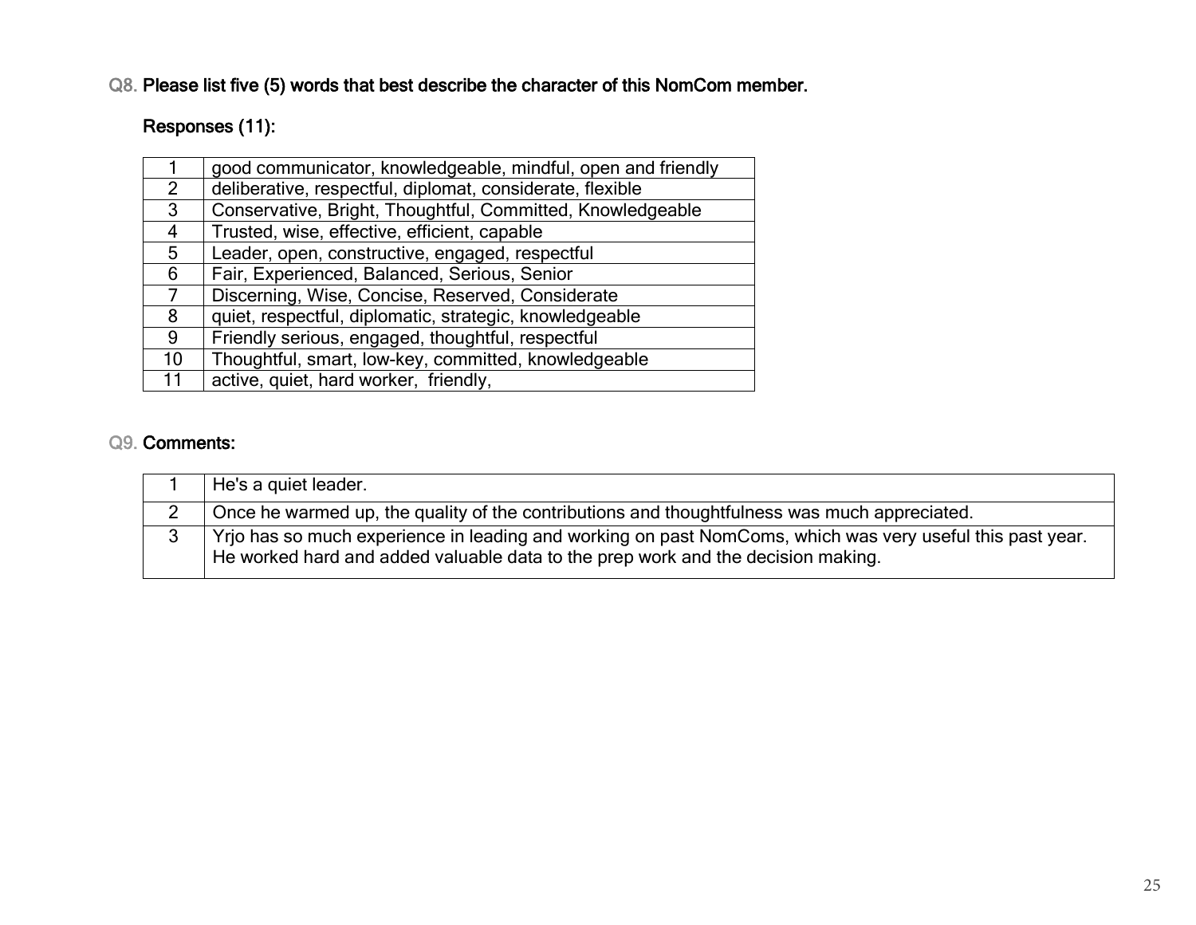**Q8. Please list five (5) words that best describe the character of this NomCom member.**

**Responses (11):**

| | |
|---|---|
| 1 | good communicator, knowledgeable, mindful, open and friendly |
| 2 | deliberative, respectful, diplomat, considerate, flexible |
| 3 | Conservative, Bright, Thoughtful, Committed, Knowledgeable |
| 4 | Trusted, wise, effective, efficient, capable |
| 5 | Leader, open, constructive, engaged, respectful |
| 6 | Fair, Experienced, Balanced, Serious, Senior |
| 7 | Discerning, Wise, Concise, Reserved, Considerate |
| 8 | quiet, respectful, diplomatic, strategic, knowledgeable |
| 9 | Friendly serious, engaged, thoughtful, respectful |
| 10 | Thoughtful, smart, low-key, committed, knowledgeable |
| 11 | active, quiet, hard worker, friendly, |

**Q9. Comments:**

| | |
|---|---|
| 1 | He's a quiet leader. |
| 2 | Once he warmed up, the quality of the contributions and thoughtfulness was much appreciated. |
| 3 | Yrjo has so much experience in leading and working on past NomComs, which was very useful this past year. He worked hard and added valuable data to the prep work and the decision making. |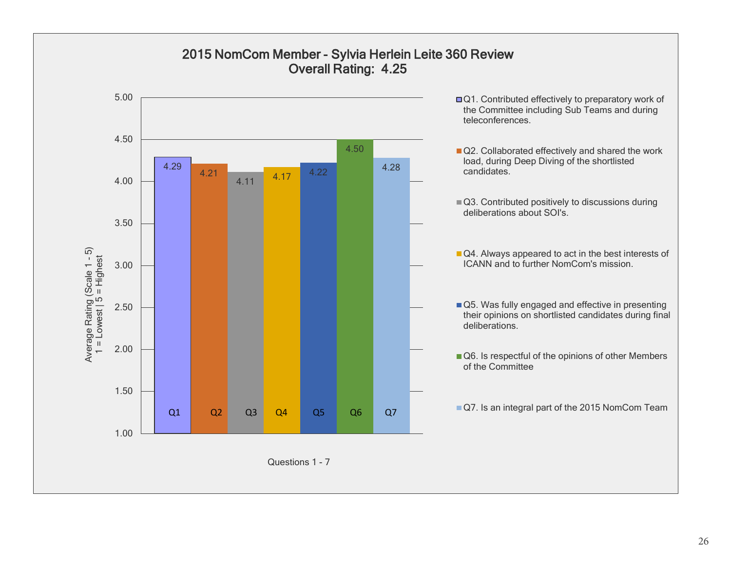# 2015 NomCom Member - Sylvia Herlein Leite 360 Review
## Overall Rating: 4.25

Average Rating (Scale 1 - 5)
1 = Lowest | 5 = Highest

| Question | Average Rating |
|---|---|
| Q1 | 4.29 |
| Q2 | 4.21 |
| Q3 | 4.11 |
| Q4 | 4.17 |
| Q5 | 4.22 |
| Q6 | 4.50 |
| Q7 | 4.28 |

Questions 1 - 7

- Q1. Contributed effectively to preparatory work of the Committee including Sub Teams and during teleconferences.
- Q2. Collaborated effectively and shared the work load, during Deep Diving of the shortlisted candidates.
- Q3. Contributed positively to discussions during deliberations about SOI's.
- Q4. Always appeared to act in the best interests of ICANN and to further NomCom's mission.
- Q5. Was fully engaged and effective in presenting their opinions on shortlisted candidates during final deliberations.
- Q6. Is respectful of the opinions of other Members of the Committee
- Q7. Is an integral part of the 2015 NomCom Team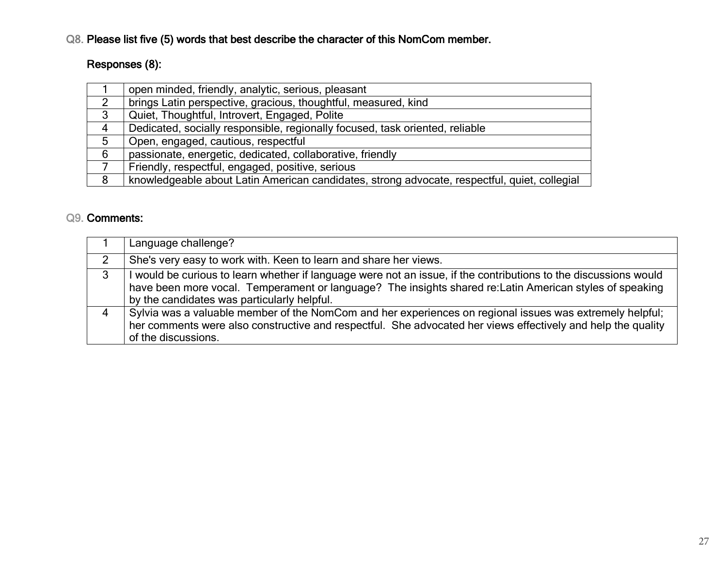**Q8. Please list five (5) words that best describe the character of this NomCom member.**

**Responses (8):**

| | |
|---|---|
| 1 | open minded, friendly, analytic, serious, pleasant |
| 2 | brings Latin perspective, gracious, thoughtful, measured, kind |
| 3 | Quiet, Thoughtful, Introvert, Engaged, Polite |
| 4 | Dedicated, socially responsible, regionally focused, task oriented, reliable |
| 5 | Open, engaged, cautious, respectful |
| 6 | passionate, energetic, dedicated, collaborative, friendly |
| 7 | Friendly, respectful, engaged, positive, serious |
| 8 | knowledgeable about Latin American candidates, strong advocate, respectful, quiet, collegial |

**Q9. Comments:**

| | |
|---|---|
| 1 | Language challenge? |
| 2 | She's very easy to work with. Keen to learn and share her views. |
| 3 | I would be curious to learn whether if language were not an issue, if the contributions to the discussions would have been more vocal. Temperament or language? The insights shared re:Latin American styles of speaking by the candidates was particularly helpful. |
| 4 | Sylvia was a valuable member of the NomCom and her experiences on regional issues was extremely helpful; her comments were also constructive and respectful. She advocated her views effectively and help the quality of the discussions. |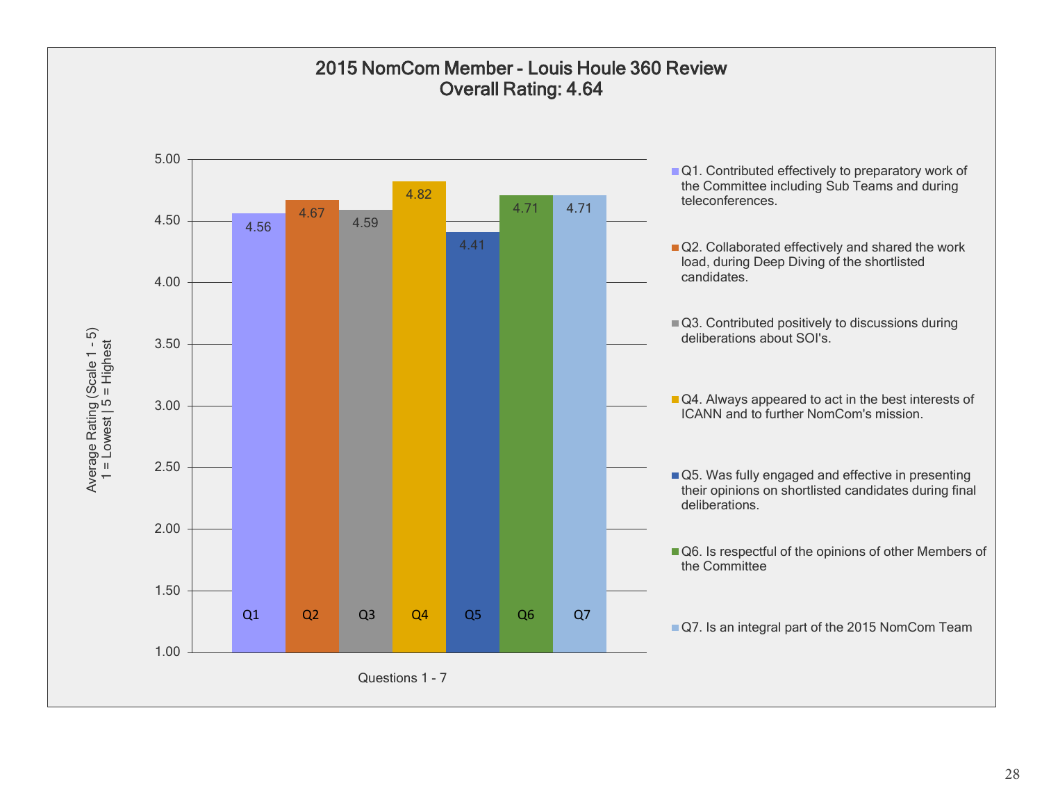# 2015 NomCom Member - Louis Houle 360 Review
## Overall Rating: 4.64

| Question | Average Rating (Scale 1 - 5, 1 = Lowest, 5 = Highest) |
| --- | --- |
| Q1 | 4.56 |
| Q2 | 4.67 |
| Q3 | 4.59 |
| Q4 | 4.82 |
| Q5 | 4.41 |
| Q6 | 4.71 |
| Q7 | 4.71 |

Questions 1 - 7

- Q1. Contributed effectively to preparatory work of the Committee including Sub Teams and during teleconferences.
- Q2. Collaborated effectively and shared the work load, during Deep Diving of the shortlisted candidates.
- Q3. Contributed positively to discussions during deliberations about SOI's.
- Q4. Always appeared to act in the best interests of ICANN and to further NomCom's mission.
- Q5. Was fully engaged and effective in presenting their opinions on shortlisted candidates during final deliberations.
- Q6. Is respectful of the opinions of other Members of the Committee
- Q7. Is an integral part of the 2015 NomCom Team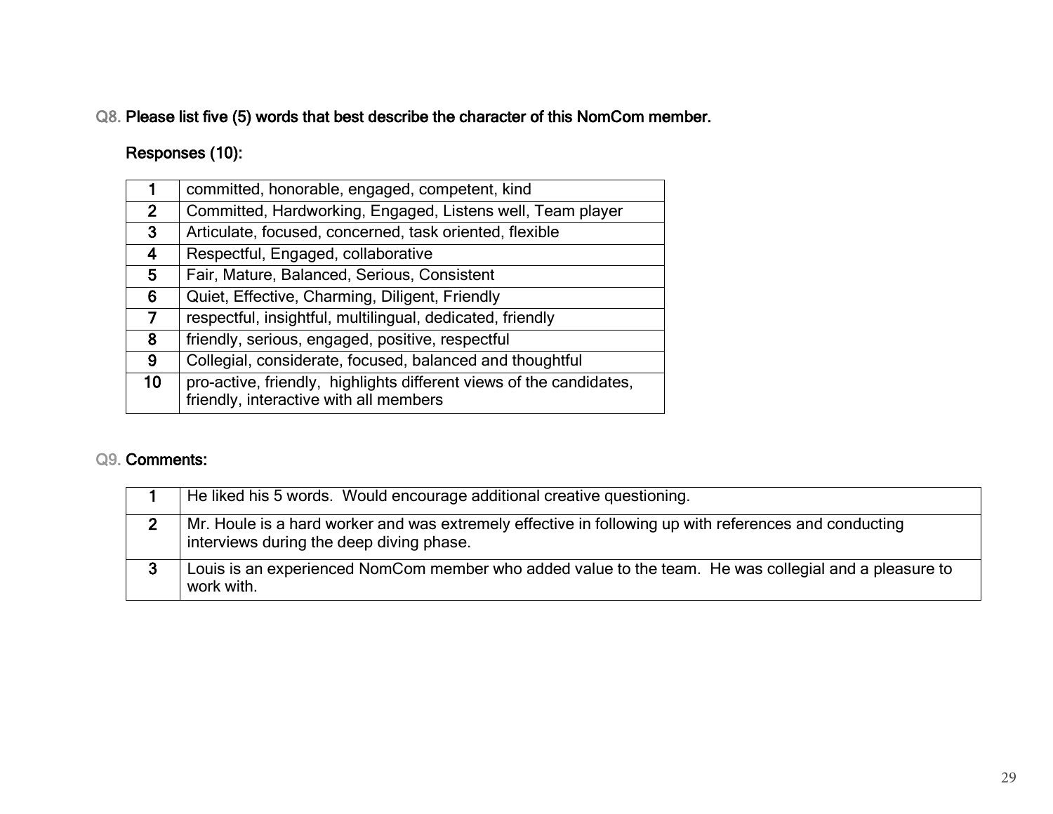**Q8. Please list five (5) words that best describe the character of this NomCom member.**

**Responses (10):**

| | |
|---|---|
| **1** | committed, honorable, engaged, competent, kind |
| **2** | Committed, Hardworking, Engaged, Listens well, Team player |
| **3** | Articulate, focused, concerned, task oriented, flexible |
| **4** | Respectful, Engaged, collaborative |
| **5** | Fair, Mature, Balanced, Serious, Consistent |
| **6** | Quiet, Effective, Charming, Diligent, Friendly |
| **7** | respectful, insightful, multilingual, dedicated, friendly |
| **8** | friendly, serious, engaged, positive, respectful |
| **9** | Collegial, considerate, focused, balanced and thoughtful |
| **10** | pro-active, friendly, highlights different views of the candidates, friendly, interactive with all members |

**Q9. Comments:**

| | |
|---|---|
| **1** | He liked his 5 words. Would encourage additional creative questioning. |
| **2** | Mr. Houle is a hard worker and was extremely effective in following up with references and conducting interviews during the deep diving phase. |
| **3** | Louis is an experienced NomCom member who added value to the team. He was collegial and a pleasure to work with. |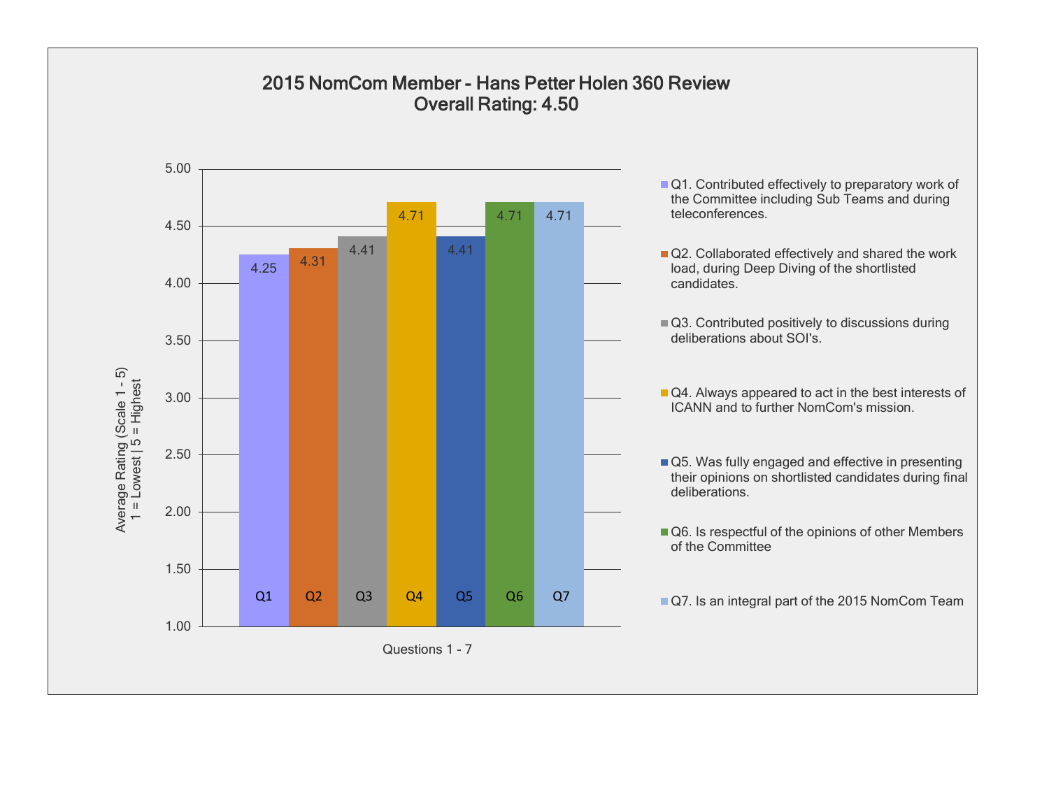# 2015 NomCom Member - Hans Petter Holen 360 Review
## Overall Rating: 4.50

Average Rating (Scale 1 - 5)
1 = Lowest | 5 = Highest

| Question | Average Rating |
|---|---|
| Q1 | 4.25 |
| Q2 | 4.31 |
| Q3 | 4.41 |
| Q4 | 4.71 |
| Q5 | 4.41 |
| Q6 | 4.71 |
| Q7 | 4.71 |

Questions 1 - 7

- Q1. Contributed effectively to preparatory work of the Committee including Sub Teams and during teleconferences.
- Q2. Collaborated effectively and shared the work load, during Deep Diving of the shortlisted candidates.
- Q3. Contributed positively to discussions during deliberations about SOI's.
- Q4. Always appeared to act in the best interests of ICANN and to further NomCom's mission.
- Q5. Was fully engaged and effective in presenting their opinions on shortlisted candidates during final deliberations.
- Q6. Is respectful of the opinions of other Members of the Committee
- Q7. Is an integral part of the 2015 NomCom Team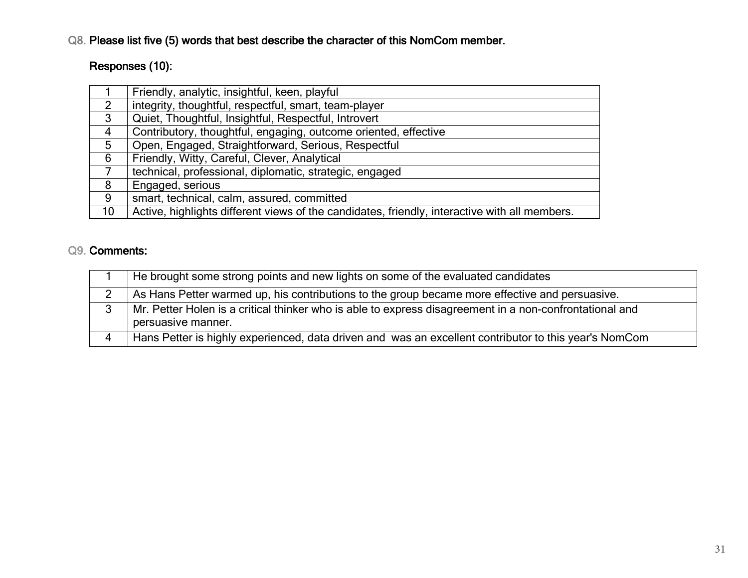Q8. **Please list five (5) words that best describe the character of this NomCom member.**

**Responses (10):**

| | |
|---|---|
| 1 | Friendly, analytic, insightful, keen, playful |
| 2 | integrity, thoughtful, respectful, smart, team-player |
| 3 | Quiet, Thoughtful, Insightful, Respectful, Introvert |
| 4 | Contributory, thoughtful, engaging, outcome oriented, effective |
| 5 | Open, Engaged, Straightforward, Serious, Respectful |
| 6 | Friendly, Witty, Careful, Clever, Analytical |
| 7 | technical, professional, diplomatic, strategic, engaged |
| 8 | Engaged, serious |
| 9 | smart, technical, calm, assured, committed |
| 10 | Active, highlights different views of the candidates, friendly, interactive with all members. |

Q9. **Comments:**

| | |
|---|---|
| 1 | He brought some strong points and new lights on some of the evaluated candidates |
| 2 | As Hans Petter warmed up, his contributions to the group became more effective and persuasive. |
| 3 | Mr. Petter Holen is a critical thinker who is able to express disagreement in a non-confrontational and persuasive manner. |
| 4 | Hans Petter is highly experienced, data driven and was an excellent contributor to this year's NomCom |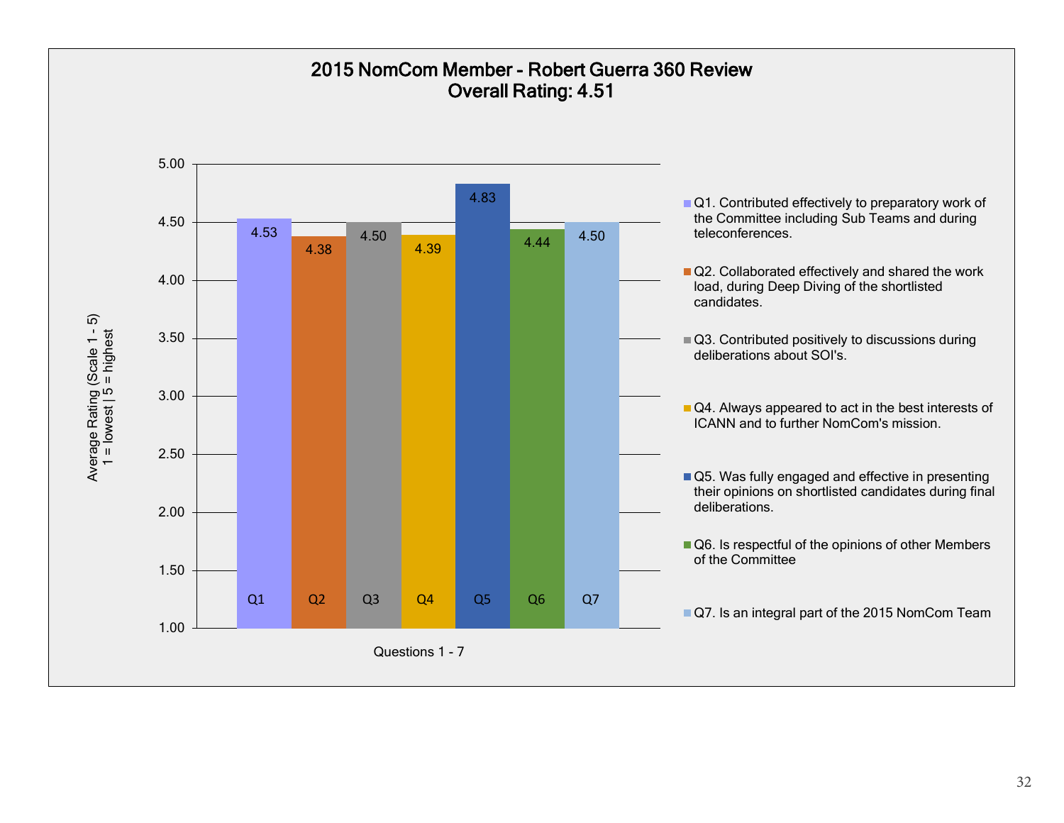# 2015 NomCom Member - Robert Guerra 360 Review
## Overall Rating: 4.51

Average Rating (Scale 1 - 5)
1 = lowest | 5 = highest

| Question | Average Rating |
|---|---|
| Q1 | 4.53 |
| Q2 | 4.38 |
| Q3 | 4.50 |
| Q4 | 4.39 |
| Q5 | 4.83 |
| Q6 | 4.44 |
| Q7 | 4.50 |

Questions 1 - 7

- Q1. Contributed effectively to preparatory work of the Committee including Sub Teams and during teleconferences.
- Q2. Collaborated effectively and shared the work load, during Deep Diving of the shortlisted candidates.
- Q3. Contributed positively to discussions during deliberations about SOI's.
- Q4. Always appeared to act in the best interests of ICANN and to further NomCom's mission.
- Q5. Was fully engaged and effective in presenting their opinions on shortlisted candidates during final deliberations.
- Q6. Is respectful of the opinions of other Members of the Committee
- Q7. Is an integral part of the 2015 NomCom Team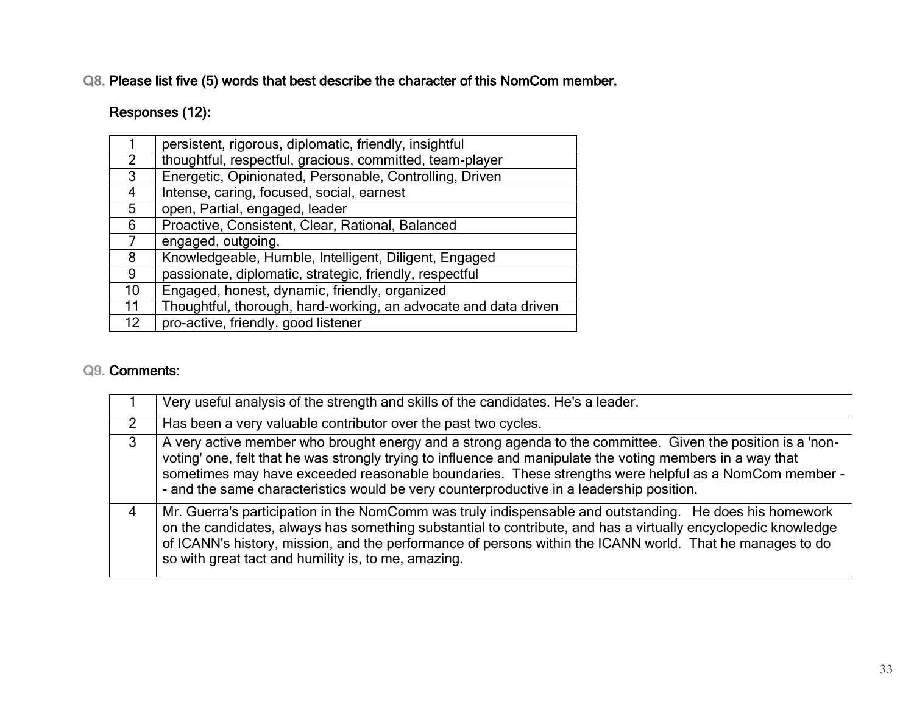Q8. **Please list five (5) words that best describe the character of this NomCom member.**

**Responses (12):**

| | |
|---|---|
| 1 | persistent, rigorous, diplomatic, friendly, insightful |
| 2 | thoughtful, respectful, gracious, committed, team-player |
| 3 | Energetic, Opinionated, Personable, Controlling, Driven |
| 4 | Intense, caring, focused, social, earnest |
| 5 | open, Partial, engaged, leader |
| 6 | Proactive, Consistent, Clear, Rational, Balanced |
| 7 | engaged, outgoing, |
| 8 | Knowledgeable, Humble, Intelligent, Diligent, Engaged |
| 9 | passionate, diplomatic, strategic, friendly, respectful |
| 10 | Engaged, honest, dynamic, friendly, organized |
| 11 | Thoughtful, thorough, hard-working, an advocate and data driven |
| 12 | pro-active, friendly, good listener |

Q9. **Comments:**

| | |
|---|---|
| 1 | Very useful analysis of the strength and skills of the candidates. He's a leader. |
| 2 | Has been a very valuable contributor over the past two cycles. |
| 3 | A very active member who brought energy and a strong agenda to the committee. Given the position is a 'non-voting' one, felt that he was strongly trying to influence and manipulate the voting members in a way that sometimes may have exceeded reasonable boundaries. These strengths were helpful as a NomCom member -- and the same characteristics would be very counterproductive in a leadership position. |
| 4 | Mr. Guerra's participation in the NomComm was truly indispensable and outstanding. He does his homework on the candidates, always has something substantial to contribute, and has a virtually encyclopedic knowledge of ICANN's history, mission, and the performance of persons within the ICANN world. That he manages to do so with great tact and humility is, to me, amazing. |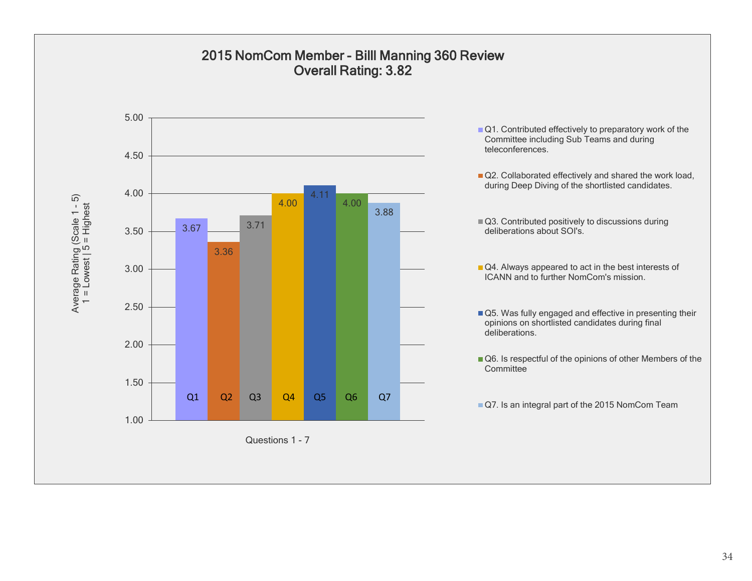## 2015 NomCom Member - Billl Manning 360 Review
## Overall Rating: 3.82

Average Rating (Scale 1 - 5)
1 = Lowest | 5 = Highest

| Question | Average Rating |
|---|---|
| Q1 | 3.67 |
| Q2 | 3.36 |
| Q3 | 3.71 |
| Q4 | 4.00 |
| Q5 | 4.11 |
| Q6 | 4.00 |
| Q7 | 3.88 |

Questions 1 - 7

- Q1. Contributed effectively to preparatory work of the Committee including Sub Teams and during teleconferences.
- Q2. Collaborated effectively and shared the work load, during Deep Diving of the shortlisted candidates.
- Q3. Contributed positively to discussions during deliberations about SOI's.
- Q4. Always appeared to act in the best interests of ICANN and to further NomCom's mission.
- Q5. Was fully engaged and effective in presenting their opinions on shortlisted candidates during final deliberations.
- Q6. Is respectful of the opinions of other Members of the Committee
- Q7. Is an integral part of the 2015 NomCom Team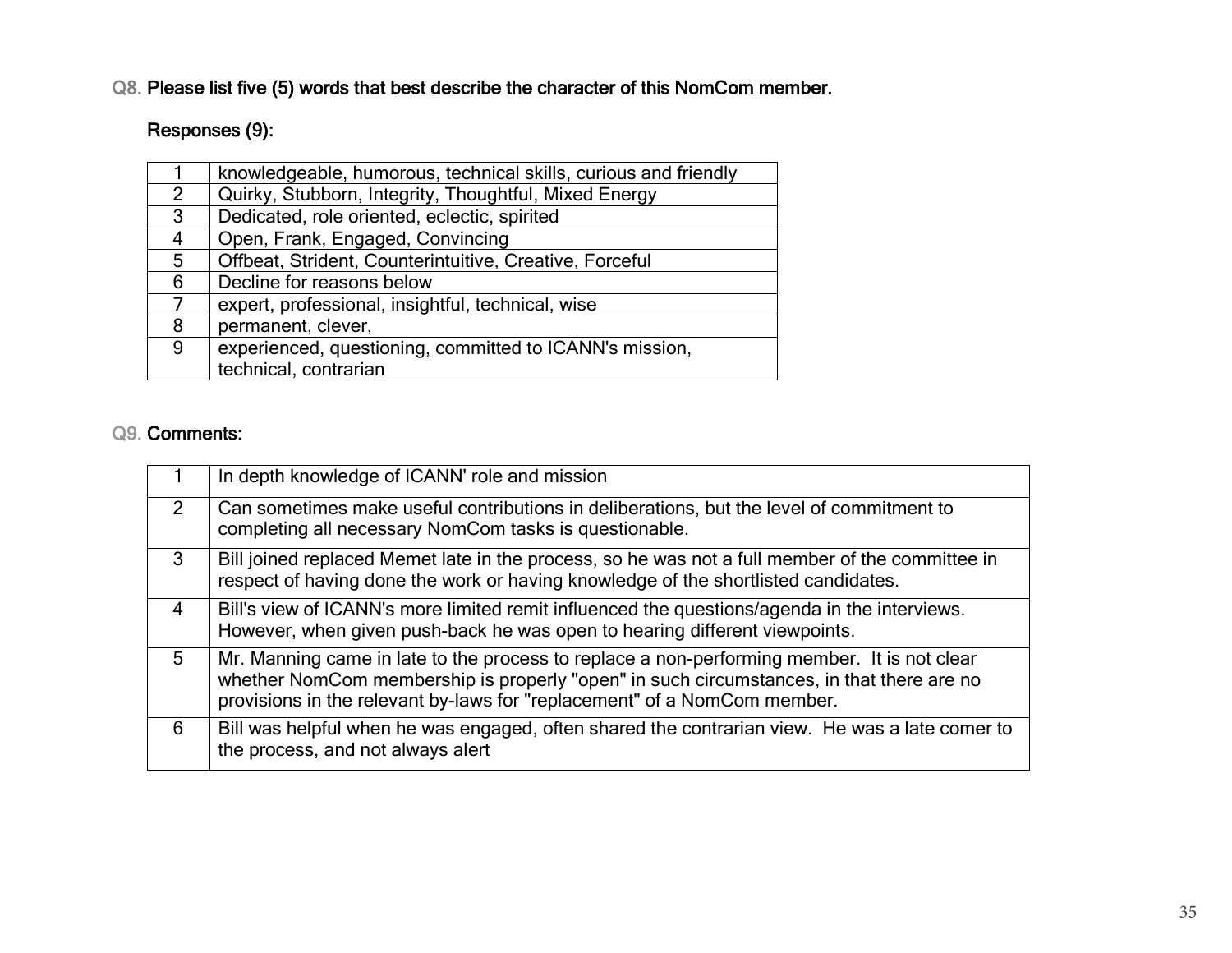**Q8. Please list five (5) words that best describe the character of this NomCom member.**

**Responses (9):**

| | |
|---|---|
| 1 | knowledgeable, humorous, technical skills, curious and friendly |
| 2 | Quirky, Stubborn, Integrity, Thoughtful, Mixed Energy |
| 3 | Dedicated, role oriented, eclectic, spirited |
| 4 | Open, Frank, Engaged, Convincing |
| 5 | Offbeat, Strident, Counterintuitive, Creative, Forceful |
| 6 | Decline for reasons below |
| 7 | expert, professional, insightful, technical, wise |
| 8 | permanent, clever, |
| 9 | experienced, questioning, committed to ICANN's mission, technical, contrarian |

**Q9. Comments:**

| | |
|---|---|
| 1 | In depth knowledge of ICANN' role and mission |
| 2 | Can sometimes make useful contributions in deliberations, but the level of commitment to completing all necessary NomCom tasks is questionable. |
| 3 | Bill joined replaced Memet late in the process, so he was not a full member of the committee in respect of having done the work or having knowledge of the shortlisted candidates. |
| 4 | Bill's view of ICANN's more limited remit influenced the questions/agenda in the interviews. However, when given push-back he was open to hearing different viewpoints. |
| 5 | Mr. Manning came in late to the process to replace a non-performing member. It is not clear whether NomCom membership is properly "open" in such circumstances, in that there are no provisions in the relevant by-laws for "replacement" of a NomCom member. |
| 6 | Bill was helpful when he was engaged, often shared the contrarian view. He was a late comer to the process, and not always alert |